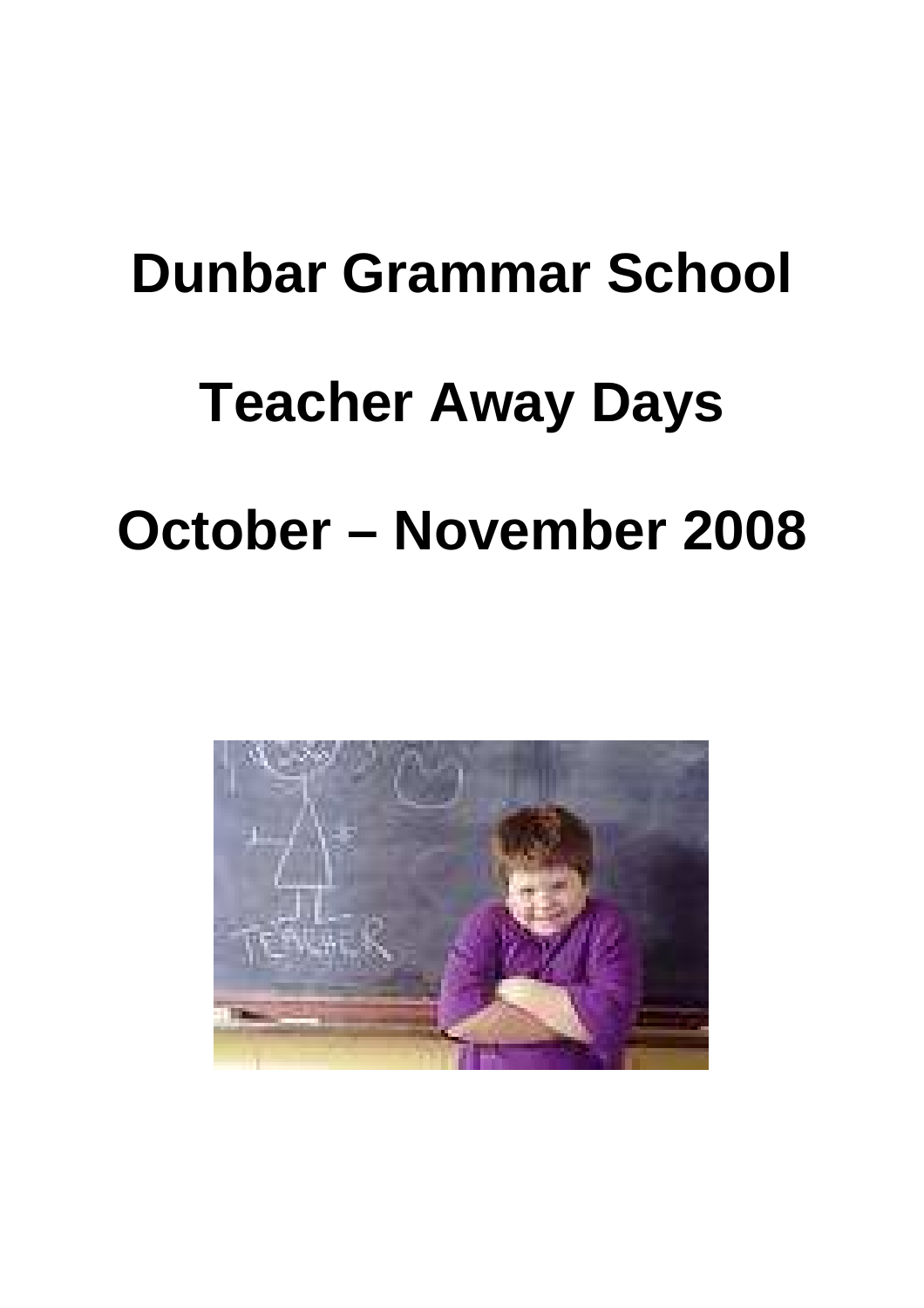# Dunbar Grammar School

# Teacher Away Days

# October – November 2008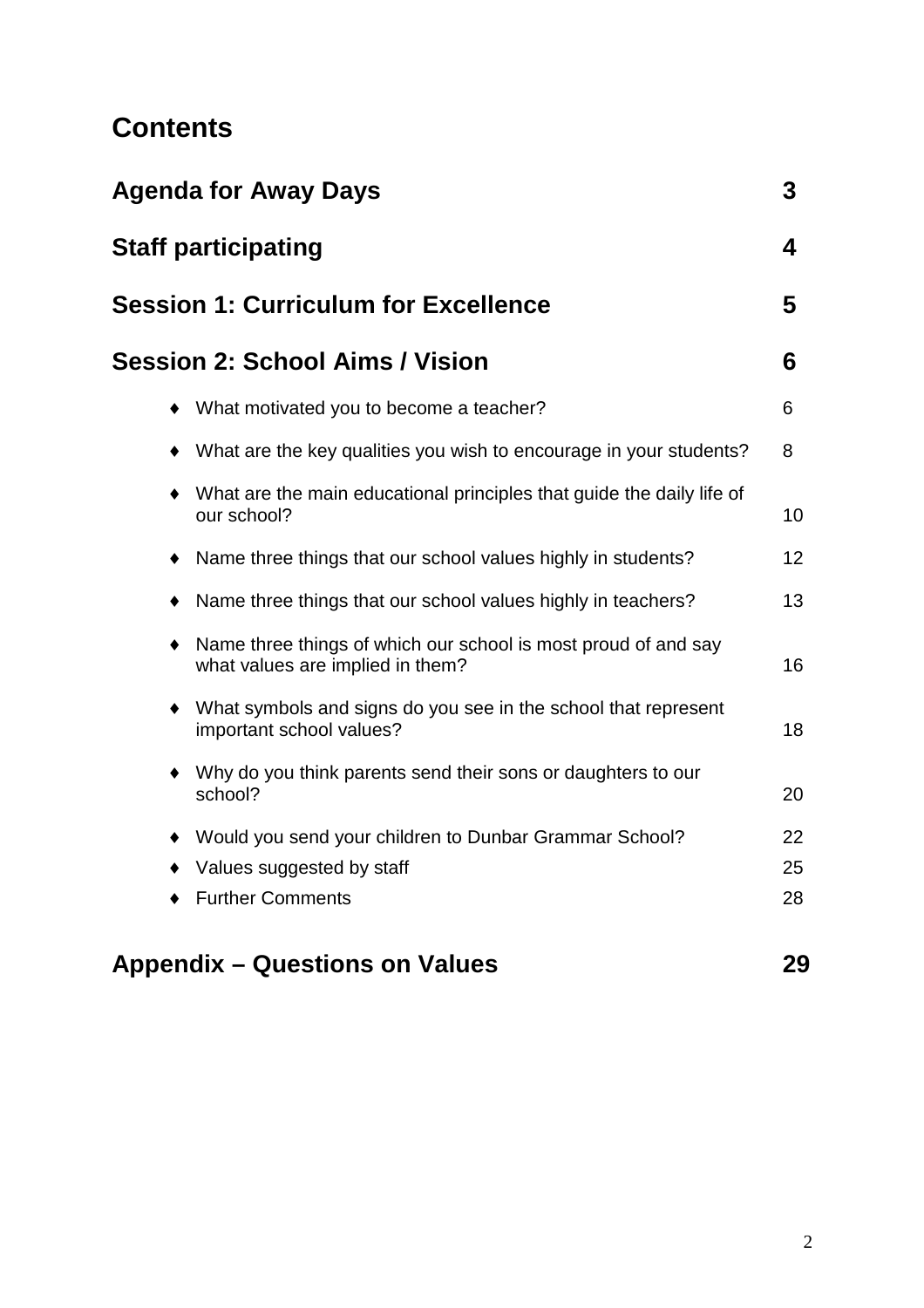# Contents

| | |
|---|---|
| **Agenda for Away Days** | **3** |
| **Staff participating** | **4** |
| **Session 1: Curriculum for Excellence** | **5** |
| **Session 2: School Aims / Vision** | **6** |
| ♦ What motivated you to become a teacher? | 6 |
| ♦ What are the key qualities you wish to encourage in your students? | 8 |
| ♦ What are the main educational principles that guide the daily life of our school? | 10 |
| ♦ Name three things that our school values highly in students? | 12 |
| ♦ Name three things that our school values highly in teachers? | 13 |
| ♦ Name three things of which our school is most proud of and say what values are implied in them? | 16 |
| ♦ What symbols and signs do you see in the school that represent important school values? | 18 |
| ♦ Why do you think parents send their sons or daughters to our school? | 20 |
| ♦ Would you send your children to Dunbar Grammar School? | 22 |
| ♦ Values suggested by staff | 25 |
| ♦ Further Comments | 28 |
| **Appendix – Questions on Values** | **29** |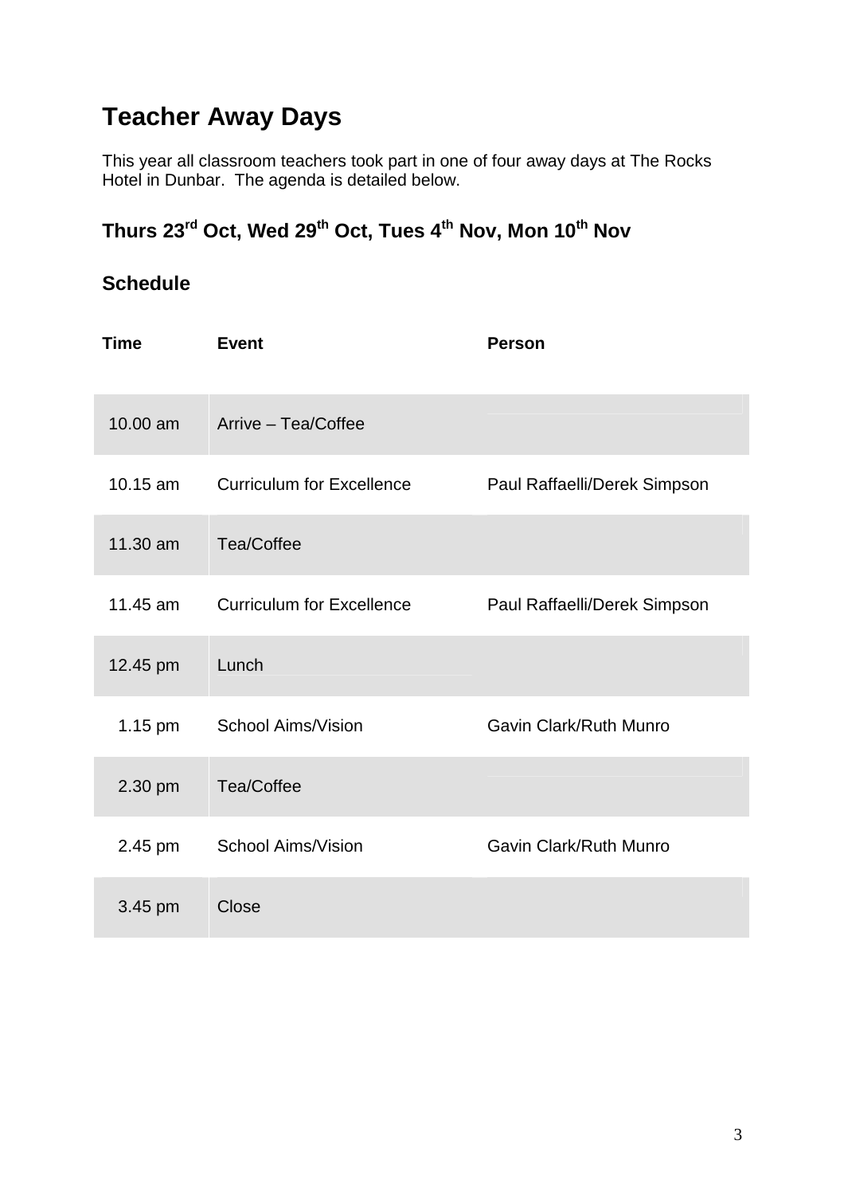# Teacher Away Days

This year all classroom teachers took part in one of four away days at The Rocks Hotel in Dunbar. The agenda is detailed below.

## Thurs 23rd Oct, Wed 29th Oct, Tues 4th Nov, Mon 10th Nov

## Schedule

| Time | Event | Person |
|---|---|---|
| 10.00 am | Arrive – Tea/Coffee | |
| 10.15 am | Curriculum for Excellence | Paul Raffaelli/Derek Simpson |
| 11.30 am | Tea/Coffee | |
| 11.45 am | Curriculum for Excellence | Paul Raffaelli/Derek Simpson |
| 12.45 pm | Lunch | |
| 1.15 pm | School Aims/Vision | Gavin Clark/Ruth Munro |
| 2.30 pm | Tea/Coffee | |
| 2.45 pm | School Aims/Vision | Gavin Clark/Ruth Munro |
| 3.45 pm | Close | |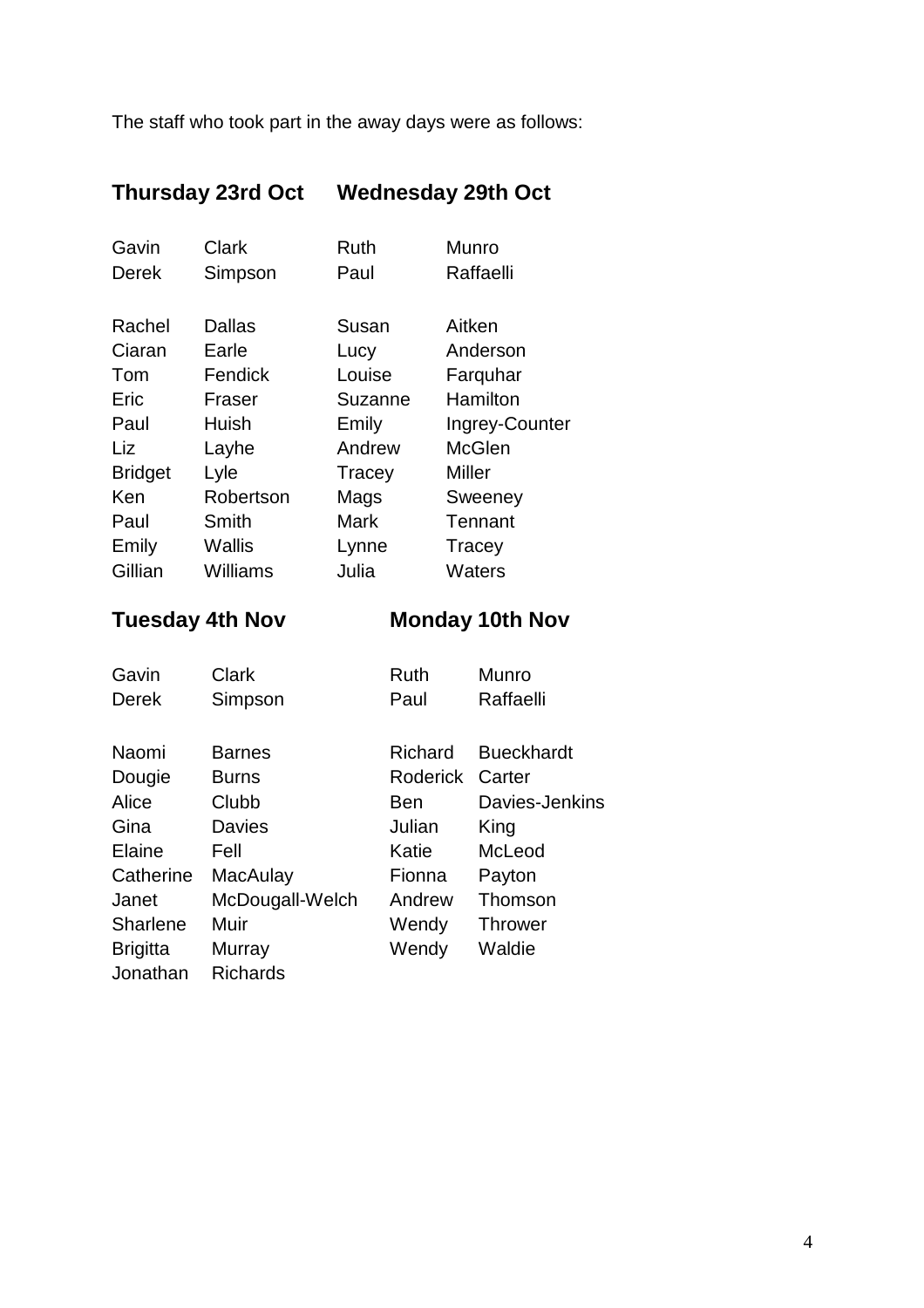The staff who took part in the away days were as follows:

### Thursday 23rd Oct

| | |
|---|---|
| Gavin | Clark |
| Derek | Simpson |
| | |
| Rachel | Dallas |
| Ciaran | Earle |
| Tom | Fendick |
| Eric | Fraser |
| Paul | Huish |
| Liz | Layhe |
| Bridget | Lyle |
| Ken | Robertson |
| Paul | Smith |
| Emily | Wallis |
| Gillian | Williams |

### Wednesday 29th Oct

| | |
|---|---|
| Ruth | Munro |
| Paul | Raffaelli |
| | |
| Susan | Aitken |
| Lucy | Anderson |
| Louise | Farquhar |
| Suzanne | Hamilton |
| Emily | Ingrey-Counter |
| Andrew | McGlen |
| Tracey | Miller |
| Mags | Sweeney |
| Mark | Tennant |
| Lynne | Tracey |
| Julia | Waters |

### Tuesday 4th Nov

| | |
|---|---|
| Gavin | Clark |
| Derek | Simpson |
| | |
| Naomi | Barnes |
| Dougie | Burns |
| Alice | Clubb |
| Gina | Davies |
| Elaine | Fell |
| Catherine | MacAulay |
| Janet | McDougall-Welch |
| Sharlene | Muir |
| Brigitta | Murray |
| Jonathan | Richards |

### Monday 10th Nov

| | |
|---|---|
| Ruth | Munro |
| Paul | Raffaelli |
| | |
| Richard | Bueckhardt |
| Roderick | Carter |
| Ben | Davies-Jenkins |
| Julian | King |
| Katie | McLeod |
| Fionna | Payton |
| Andrew | Thomson |
| Wendy | Thrower |
| Wendy | Waldie |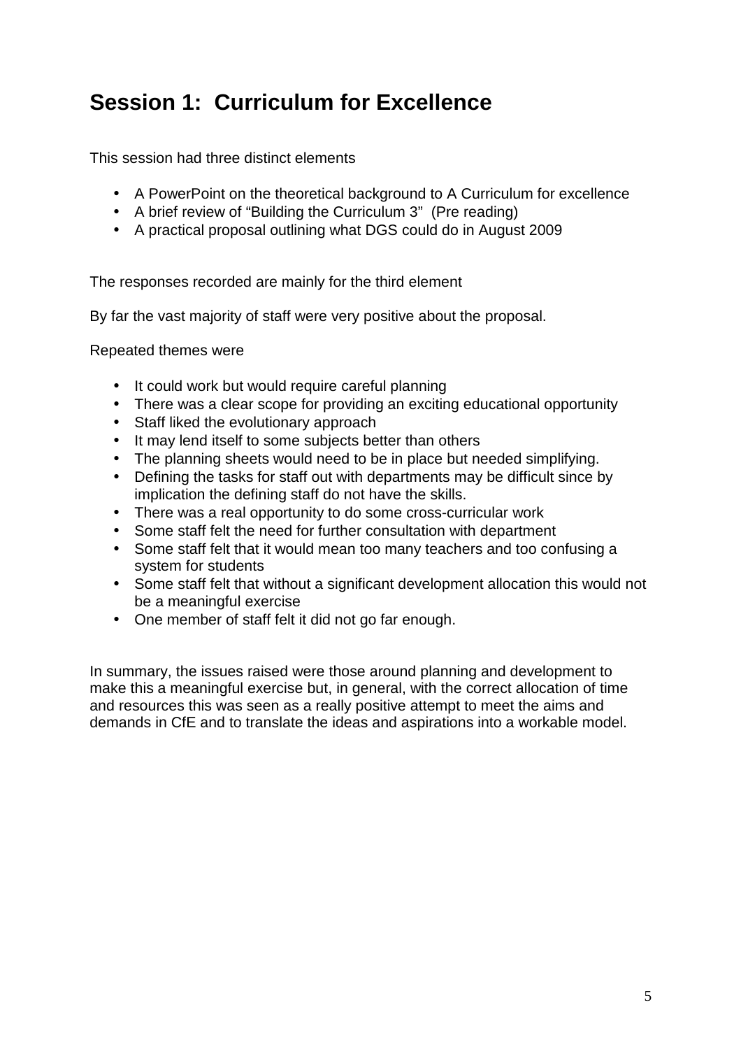## Session 1: Curriculum for Excellence

This session had three distinct elements

- A PowerPoint on the theoretical background to A Curriculum for excellence
- A brief review of "Building the Curriculum 3" (Pre reading)
- A practical proposal outlining what DGS could do in August 2009

The responses recorded are mainly for the third element

By far the vast majority of staff were very positive about the proposal.

Repeated themes were

- It could work but would require careful planning
- There was a clear scope for providing an exciting educational opportunity
- Staff liked the evolutionary approach
- It may lend itself to some subjects better than others
- The planning sheets would need to be in place but needed simplifying.
- Defining the tasks for staff out with departments may be difficult since by implication the defining staff do not have the skills.
- There was a real opportunity to do some cross-curricular work
- Some staff felt the need for further consultation with department
- Some staff felt that it would mean too many teachers and too confusing a system for students
- Some staff felt that without a significant development allocation this would not be a meaningful exercise
- One member of staff felt it did not go far enough.

In summary, the issues raised were those around planning and development to make this a meaningful exercise but, in general, with the correct allocation of time and resources this was seen as a really positive attempt to meet the aims and demands in CfE and to translate the ideas and aspirations into a workable model.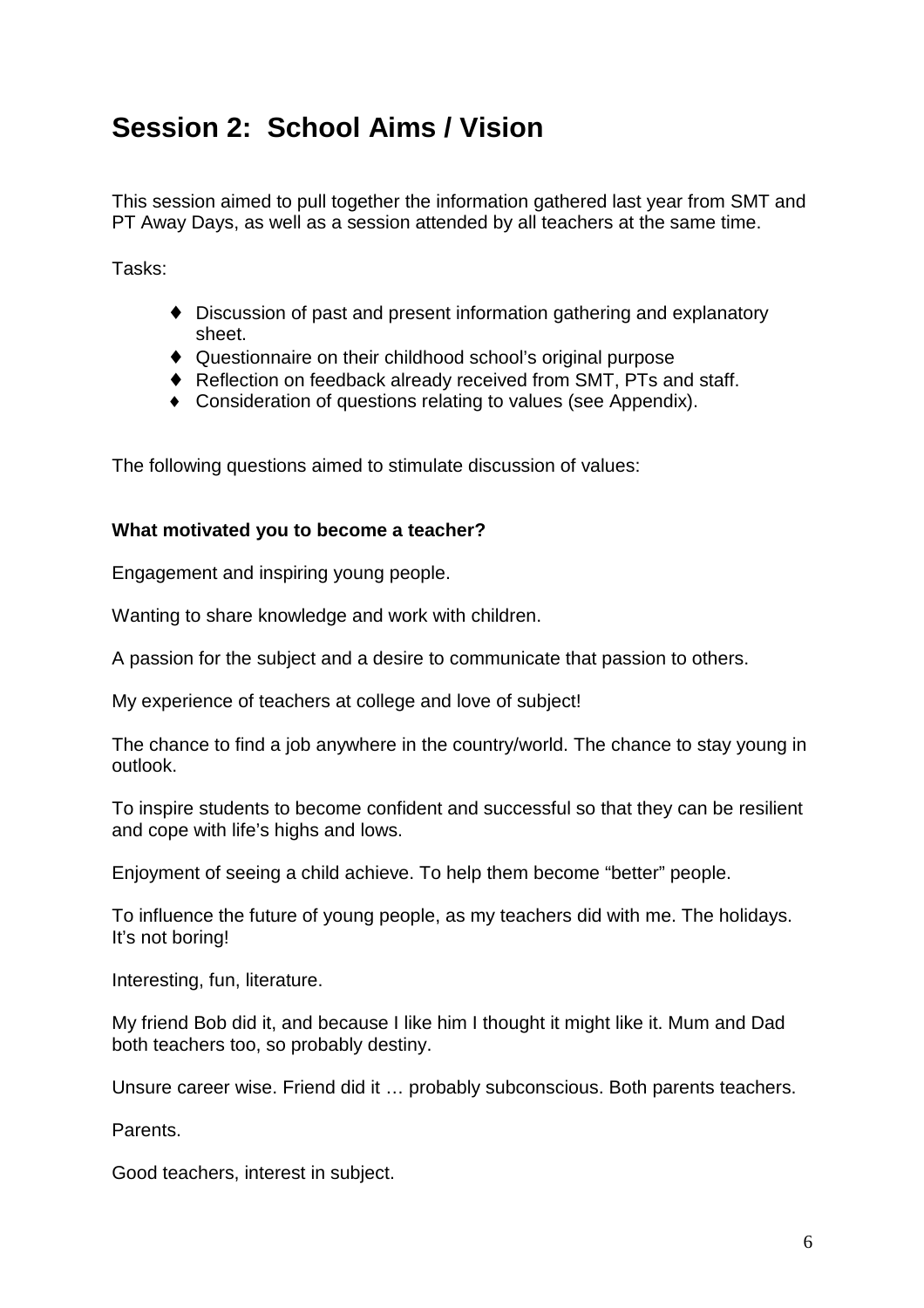# Session 2: School Aims / Vision

This session aimed to pull together the information gathered last year from SMT and PT Away Days, as well as a session attended by all teachers at the same time.

Tasks:

- Discussion of past and present information gathering and explanatory sheet.
- Questionnaire on their childhood school's original purpose
- Reflection on feedback already received from SMT, PTs and staff.
- Consideration of questions relating to values (see Appendix).

The following questions aimed to stimulate discussion of values:

**What motivated you to become a teacher?**

Engagement and inspiring young people.

Wanting to share knowledge and work with children.

A passion for the subject and a desire to communicate that passion to others.

My experience of teachers at college and love of subject!

The chance to find a job anywhere in the country/world. The chance to stay young in outlook.

To inspire students to become confident and successful so that they can be resilient and cope with life's highs and lows.

Enjoyment of seeing a child achieve. To help them become "better" people.

To influence the future of young people, as my teachers did with me. The holidays. It's not boring!

Interesting, fun, literature.

My friend Bob did it, and because I like him I thought it might like it. Mum and Dad both teachers too, so probably destiny.

Unsure career wise. Friend did it … probably subconscious. Both parents teachers.

Parents.

Good teachers, interest in subject.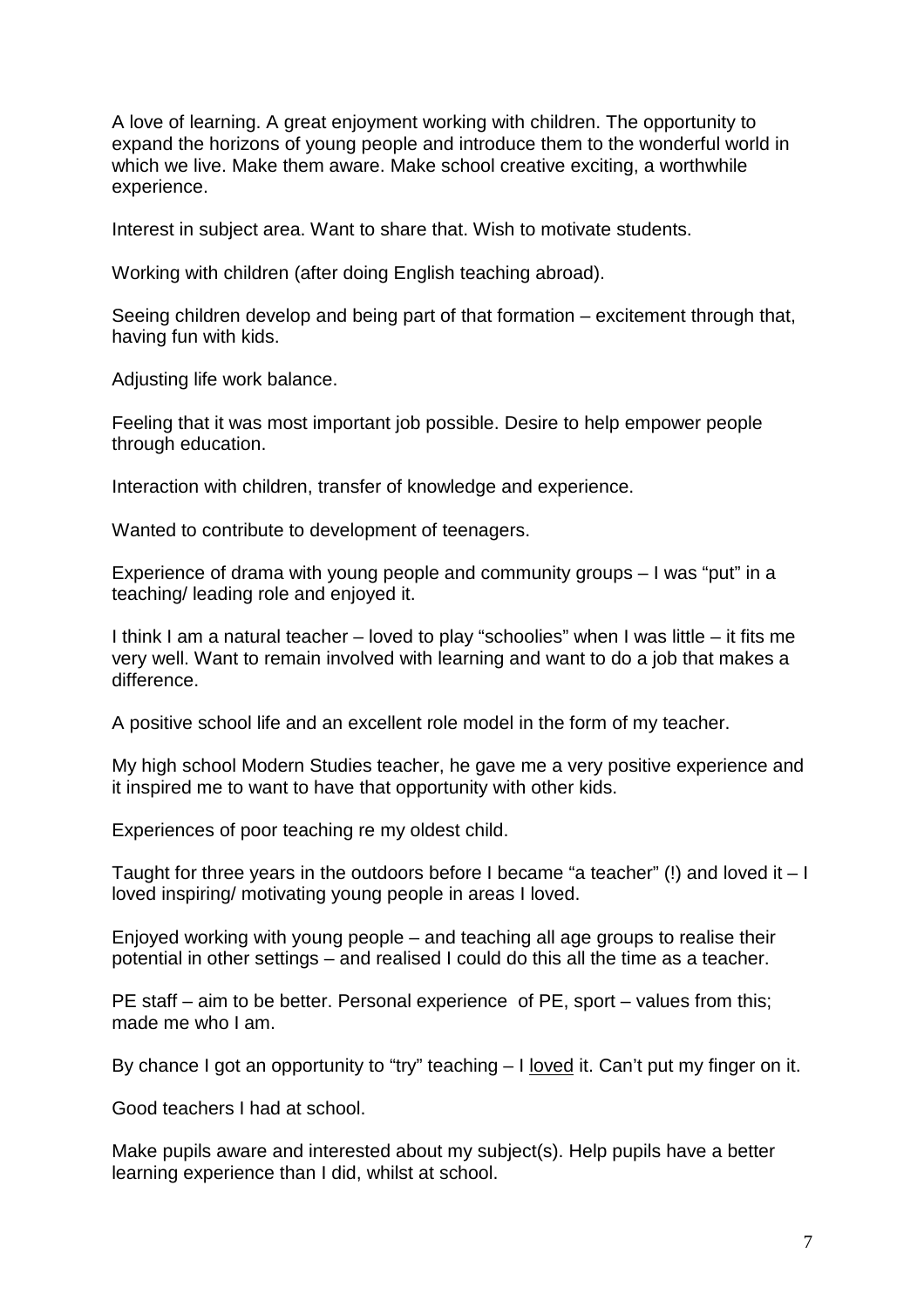A love of learning. A great enjoyment working with children. The opportunity to expand the horizons of young people and introduce them to the wonderful world in which we live. Make them aware. Make school creative exciting, a worthwhile experience.

Interest in subject area. Want to share that. Wish to motivate students.

Working with children (after doing English teaching abroad).

Seeing children develop and being part of that formation – excitement through that, having fun with kids.

Adjusting life work balance.

Feeling that it was most important job possible. Desire to help empower people through education.

Interaction with children, transfer of knowledge and experience.

Wanted to contribute to development of teenagers.

Experience of drama with young people and community groups – I was "put" in a teaching/ leading role and enjoyed it.

I think I am a natural teacher – loved to play "schoolies" when I was little – it fits me very well. Want to remain involved with learning and want to do a job that makes a difference.

A positive school life and an excellent role model in the form of my teacher.

My high school Modern Studies teacher, he gave me a very positive experience and it inspired me to want to have that opportunity with other kids.

Experiences of poor teaching re my oldest child.

Taught for three years in the outdoors before I became "a teacher" (!) and loved it – I loved inspiring/ motivating young people in areas I loved.

Enjoyed working with young people – and teaching all age groups to realise their potential in other settings – and realised I could do this all the time as a teacher.

PE staff – aim to be better. Personal experience of PE, sport – values from this; made me who I am.

By chance I got an opportunity to "try" teaching – I <u>loved</u> it. Can't put my finger on it.

Good teachers I had at school.

Make pupils aware and interested about my subject(s). Help pupils have a better learning experience than I did, whilst at school.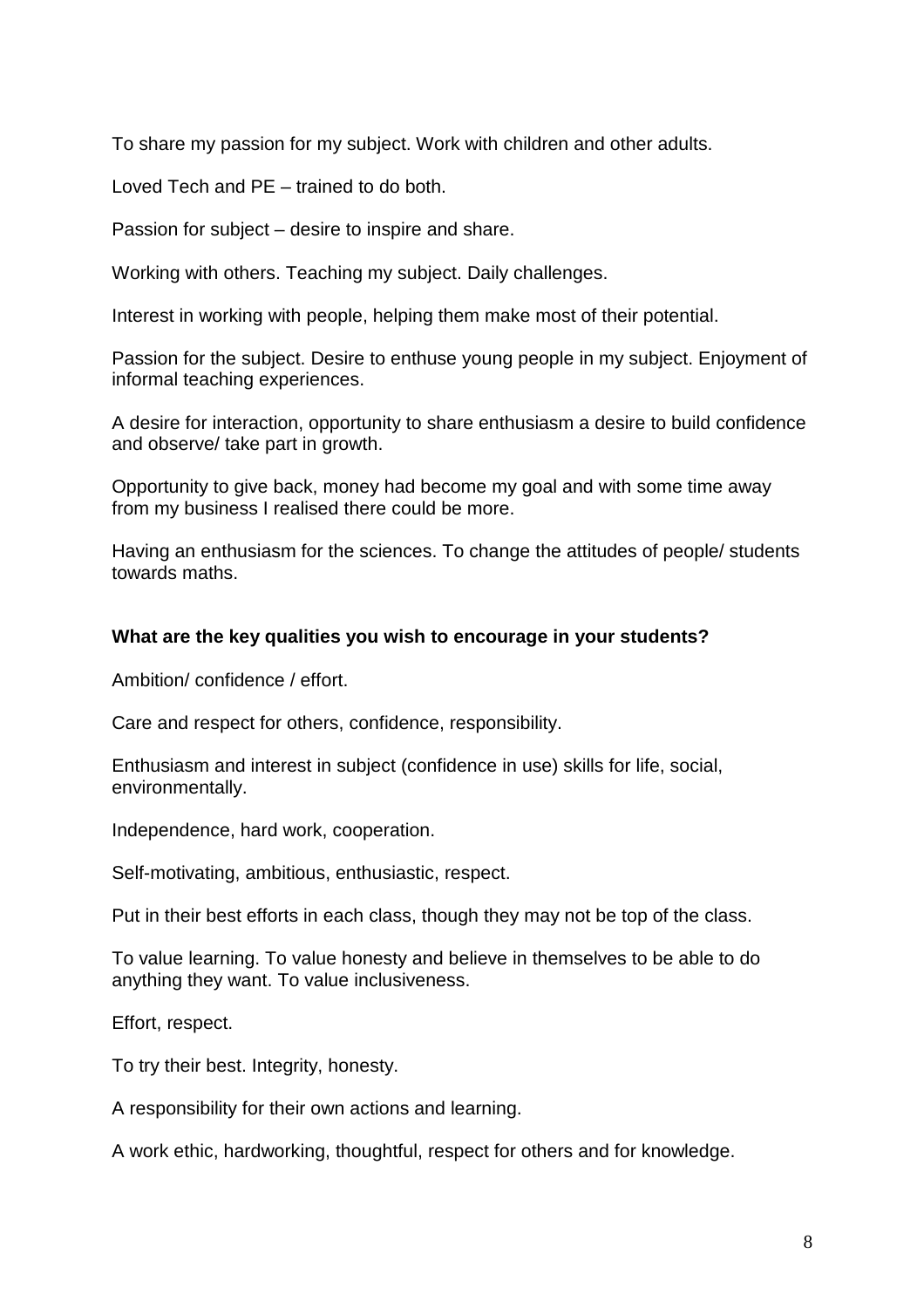To share my passion for my subject. Work with children and other adults.

Loved Tech and PE – trained to do both.

Passion for subject – desire to inspire and share.

Working with others. Teaching my subject. Daily challenges.

Interest in working with people, helping them make most of their potential.

Passion for the subject. Desire to enthuse young people in my subject. Enjoyment of informal teaching experiences.

A desire for interaction, opportunity to share enthusiasm a desire to build confidence and observe/ take part in growth.

Opportunity to give back, money had become my goal and with some time away from my business I realised there could be more.

Having an enthusiasm for the sciences. To change the attitudes of people/ students towards maths.

**What are the key qualities you wish to encourage in your students?**

Ambition/ confidence / effort.

Care and respect for others, confidence, responsibility.

Enthusiasm and interest in subject (confidence in use) skills for life, social, environmentally.

Independence, hard work, cooperation.

Self-motivating, ambitious, enthusiastic, respect.

Put in their best efforts in each class, though they may not be top of the class.

To value learning. To value honesty and believe in themselves to be able to do anything they want. To value inclusiveness.

Effort, respect.

To try their best. Integrity, honesty.

A responsibility for their own actions and learning.

A work ethic, hardworking, thoughtful, respect for others and for knowledge.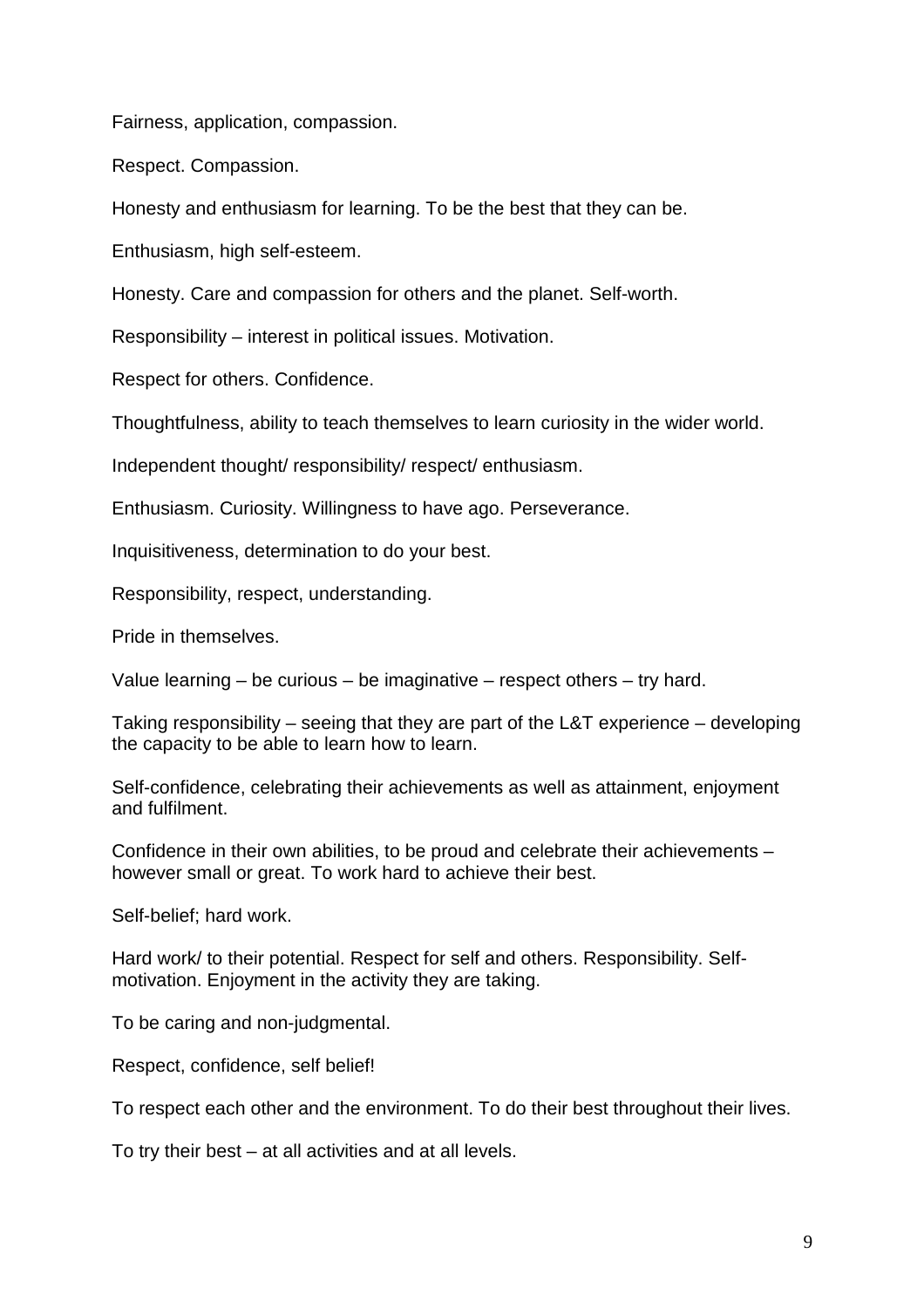Fairness, application, compassion.

Respect. Compassion.

Honesty and enthusiasm for learning. To be the best that they can be.

Enthusiasm, high self-esteem.

Honesty. Care and compassion for others and the planet. Self-worth.

Responsibility – interest in political issues. Motivation.

Respect for others. Confidence.

Thoughtfulness, ability to teach themselves to learn curiosity in the wider world.

Independent thought/ responsibility/ respect/ enthusiasm.

Enthusiasm. Curiosity. Willingness to have ago. Perseverance.

Inquisitiveness, determination to do your best.

Responsibility, respect, understanding.

Pride in themselves.

Value learning – be curious – be imaginative – respect others – try hard.

Taking responsibility – seeing that they are part of the L&T experience – developing the capacity to be able to learn how to learn.

Self-confidence, celebrating their achievements as well as attainment, enjoyment and fulfilment.

Confidence in their own abilities, to be proud and celebrate their achievements – however small or great. To work hard to achieve their best.

Self-belief; hard work.

Hard work/ to their potential. Respect for self and others. Responsibility. Self-motivation. Enjoyment in the activity they are taking.

To be caring and non-judgmental.

Respect, confidence, self belief!

To respect each other and the environment. To do their best throughout their lives.

To try their best – at all activities and at all levels.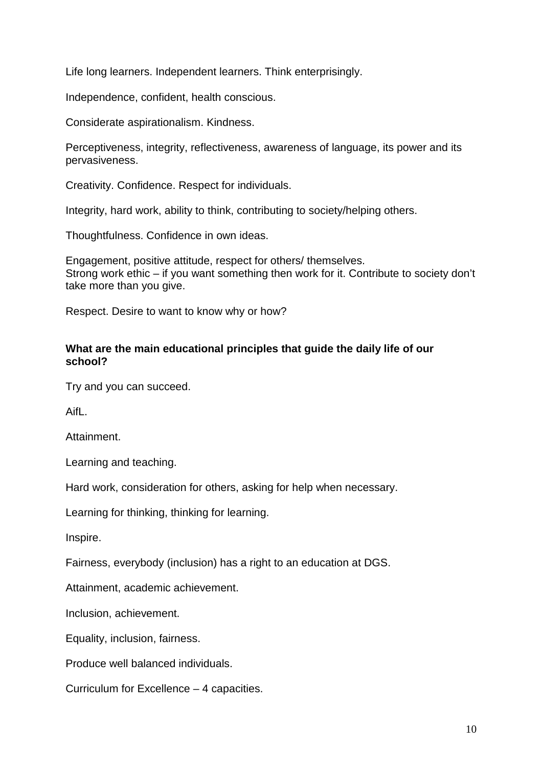Life long learners. Independent learners. Think enterprisingly.

Independence, confident, health conscious.

Considerate aspirationalism. Kindness.

Perceptiveness, integrity, reflectiveness, awareness of language, its power and its pervasiveness.

Creativity. Confidence. Respect for individuals.

Integrity, hard work, ability to think, contributing to society/helping others.

Thoughtfulness. Confidence in own ideas.

Engagement, positive attitude, respect for others/ themselves.
Strong work ethic – if you want something then work for it. Contribute to society don't take more than you give.

Respect. Desire to want to know why or how?

**What are the main educational principles that guide the daily life of our school?**

Try and you can succeed.

AifL.

Attainment.

Learning and teaching.

Hard work, consideration for others, asking for help when necessary.

Learning for thinking, thinking for learning.

Inspire.

Fairness, everybody (inclusion) has a right to an education at DGS.

Attainment, academic achievement.

Inclusion, achievement.

Equality, inclusion, fairness.

Produce well balanced individuals.

Curriculum for Excellence – 4 capacities.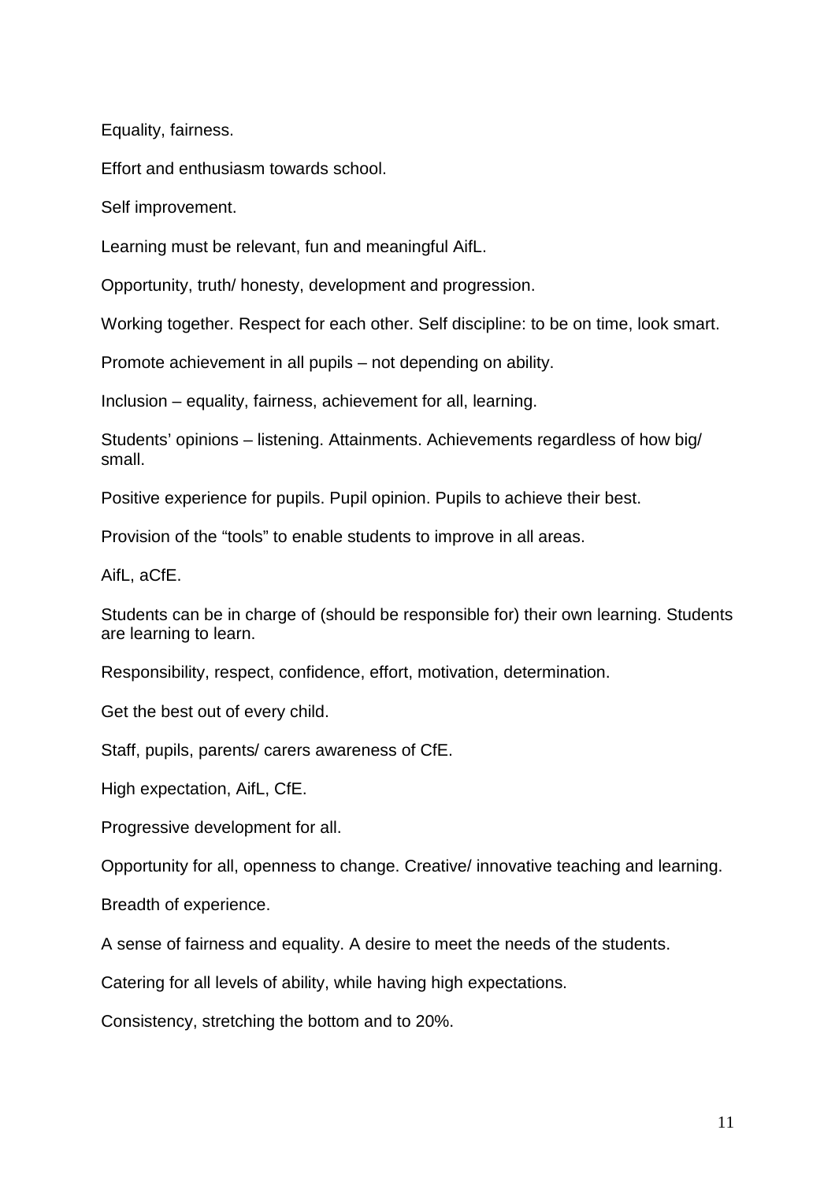Equality, fairness.

Effort and enthusiasm towards school.

Self improvement.

Learning must be relevant, fun and meaningful AifL.

Opportunity, truth/ honesty, development and progression.

Working together. Respect for each other. Self discipline: to be on time, look smart.

Promote achievement in all pupils – not depending on ability.

Inclusion – equality, fairness, achievement for all, learning.

Students' opinions – listening. Attainments. Achievements regardless of how big/ small.

Positive experience for pupils. Pupil opinion. Pupils to achieve their best.

Provision of the "tools" to enable students to improve in all areas.

AifL, aCfE.

Students can be in charge of (should be responsible for) their own learning. Students are learning to learn.

Responsibility, respect, confidence, effort, motivation, determination.

Get the best out of every child.

Staff, pupils, parents/ carers awareness of CfE.

High expectation, AifL, CfE.

Progressive development for all.

Opportunity for all, openness to change. Creative/ innovative teaching and learning.

Breadth of experience.

A sense of fairness and equality. A desire to meet the needs of the students.

Catering for all levels of ability, while having high expectations.

Consistency, stretching the bottom and to 20%.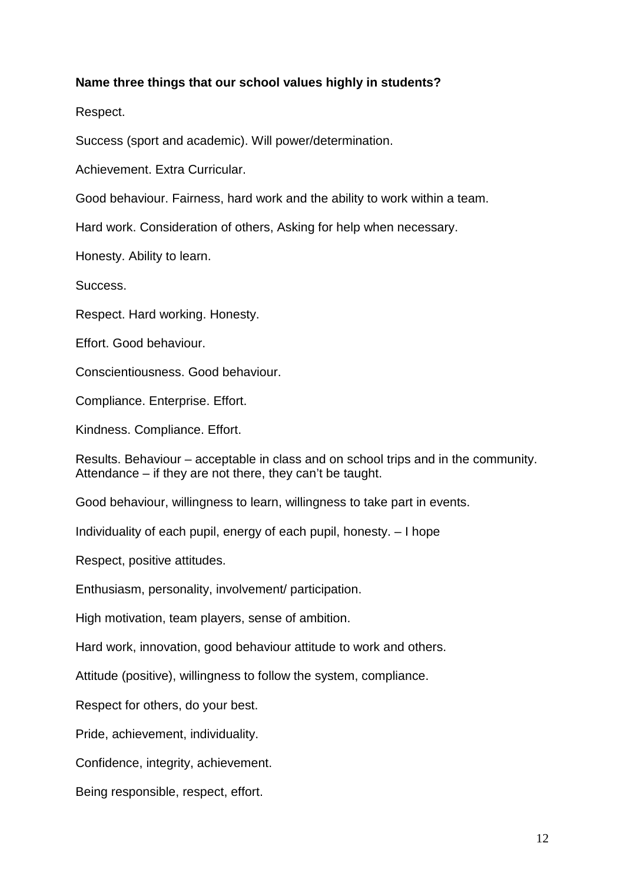**Name three things that our school values highly in students?**

Respect.

Success (sport and academic). Will power/determination.

Achievement. Extra Curricular.

Good behaviour. Fairness, hard work and the ability to work within a team.

Hard work. Consideration of others, Asking for help when necessary.

Honesty. Ability to learn.

Success.

Respect. Hard working. Honesty.

Effort. Good behaviour.

Conscientiousness. Good behaviour.

Compliance. Enterprise. Effort.

Kindness. Compliance. Effort.

Results. Behaviour – acceptable in class and on school trips and in the community. Attendance – if they are not there, they can't be taught.

Good behaviour, willingness to learn, willingness to take part in events.

Individuality of each pupil, energy of each pupil, honesty. – I hope

Respect, positive attitudes.

Enthusiasm, personality, involvement/ participation.

High motivation, team players, sense of ambition.

Hard work, innovation, good behaviour attitude to work and others.

Attitude (positive), willingness to follow the system, compliance.

Respect for others, do your best.

Pride, achievement, individuality.

Confidence, integrity, achievement.

Being responsible, respect, effort.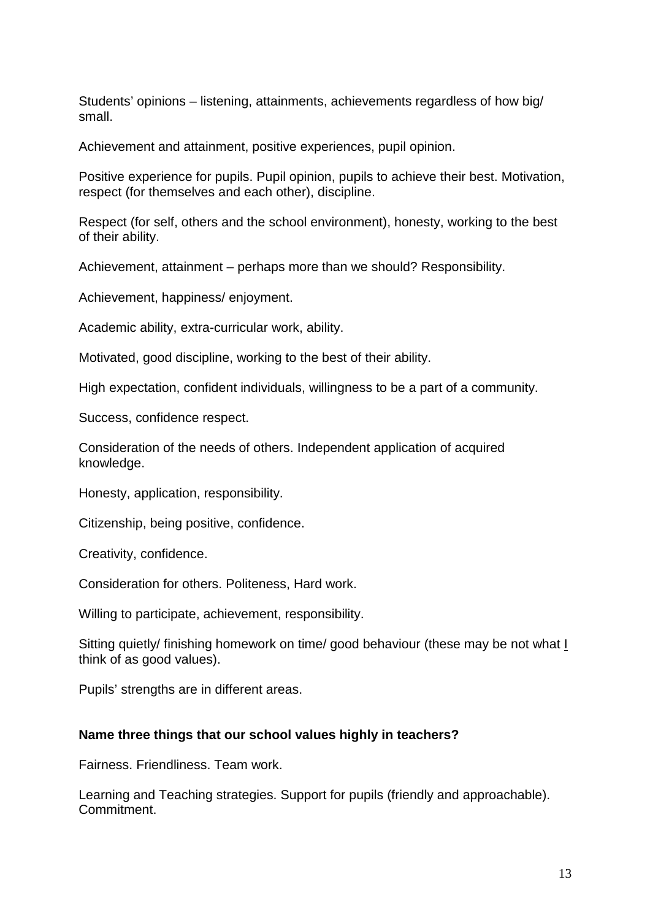Students' opinions – listening, attainments, achievements regardless of how big/ small.

Achievement and attainment, positive experiences, pupil opinion.

Positive experience for pupils. Pupil opinion, pupils to achieve their best. Motivation, respect (for themselves and each other), discipline.

Respect (for self, others and the school environment), honesty, working to the best of their ability.

Achievement, attainment – perhaps more than we should? Responsibility.

Achievement, happiness/ enjoyment.

Academic ability, extra-curricular work, ability.

Motivated, good discipline, working to the best of their ability.

High expectation, confident individuals, willingness to be a part of a community.

Success, confidence respect.

Consideration of the needs of others. Independent application of acquired knowledge.

Honesty, application, responsibility.

Citizenship, being positive, confidence.

Creativity, confidence.

Consideration for others. Politeness, Hard work.

Willing to participate, achievement, responsibility.

Sitting quietly/ finishing homework on time/ good behaviour (these may be not what <u>I</u> think of as good values).

Pupils' strengths are in different areas.

**Name three things that our school values highly in teachers?**

Fairness. Friendliness. Team work.

Learning and Teaching strategies. Support for pupils (friendly and approachable). Commitment.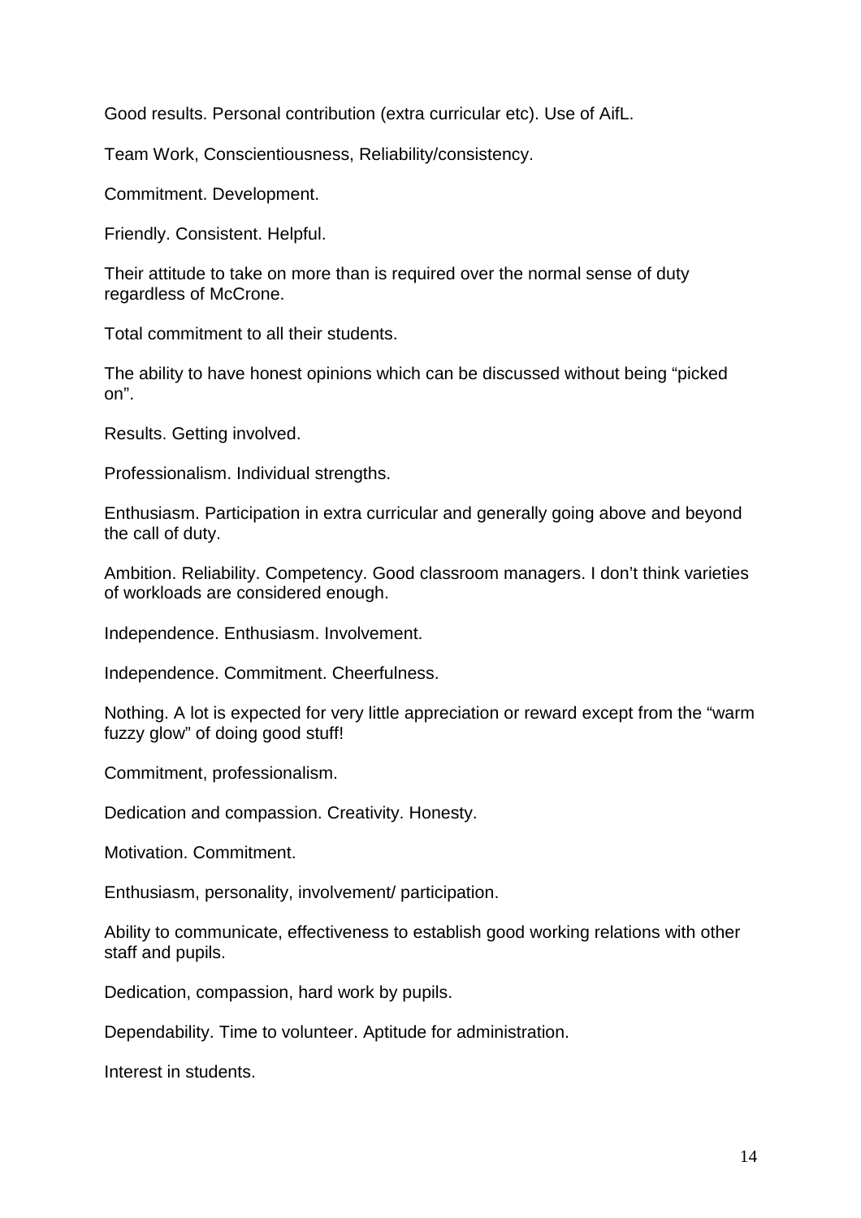Good results. Personal contribution (extra curricular etc). Use of AifL.

Team Work, Conscientiousness, Reliability/consistency.

Commitment. Development.

Friendly. Consistent. Helpful.

Their attitude to take on more than is required over the normal sense of duty regardless of McCrone.

Total commitment to all their students.

The ability to have honest opinions which can be discussed without being “picked on”.

Results. Getting involved.

Professionalism. Individual strengths.

Enthusiasm. Participation in extra curricular and generally going above and beyond the call of duty.

Ambition. Reliability. Competency. Good classroom managers. I don’t think varieties of workloads are considered enough.

Independence. Enthusiasm. Involvement.

Independence. Commitment. Cheerfulness.

Nothing. A lot is expected for very little appreciation or reward except from the “warm fuzzy glow” of doing good stuff!

Commitment, professionalism.

Dedication and compassion. Creativity. Honesty.

Motivation. Commitment.

Enthusiasm, personality, involvement/ participation.

Ability to communicate, effectiveness to establish good working relations with other staff and pupils.

Dedication, compassion, hard work by pupils.

Dependability. Time to volunteer. Aptitude for administration.

Interest in students.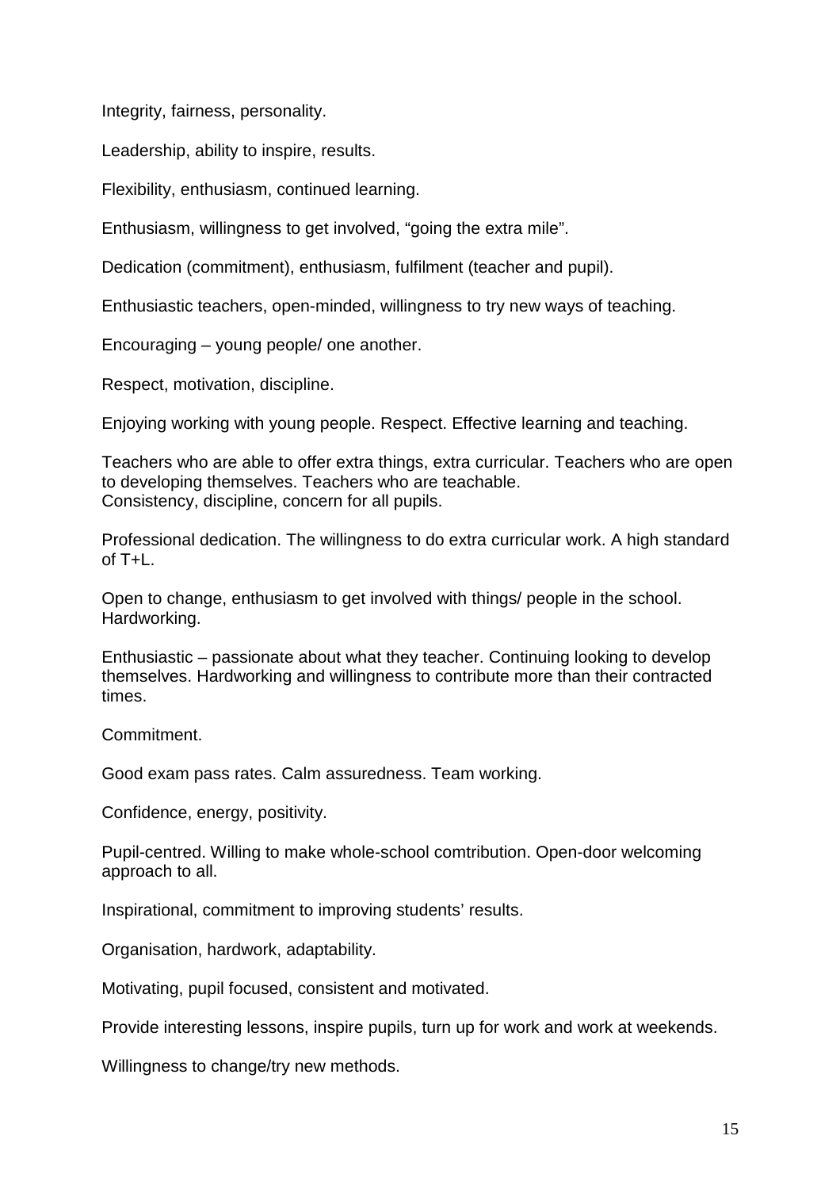Integrity, fairness, personality.

Leadership, ability to inspire, results.

Flexibility, enthusiasm, continued learning.

Enthusiasm, willingness to get involved, "going the extra mile".

Dedication (commitment), enthusiasm, fulfilment (teacher and pupil).

Enthusiastic teachers, open-minded, willingness to try new ways of teaching.

Encouraging – young people/ one another.

Respect, motivation, discipline.

Enjoying working with young people. Respect. Effective learning and teaching.

Teachers who are able to offer extra things, extra curricular. Teachers who are open to developing themselves. Teachers who are teachable.
Consistency, discipline, concern for all pupils.

Professional dedication. The willingness to do extra curricular work. A high standard of T+L.

Open to change, enthusiasm to get involved with things/ people in the school. Hardworking.

Enthusiastic – passionate about what they teacher. Continuing looking to develop themselves. Hardworking and willingness to contribute more than their contracted times.

Commitment.

Good exam pass rates. Calm assuredness. Team working.

Confidence, energy, positivity.

Pupil-centred. Willing to make whole-school comtribution. Open-door welcoming approach to all.

Inspirational, commitment to improving students' results.

Organisation, hardwork, adaptability.

Motivating, pupil focused, consistent and motivated.

Provide interesting lessons, inspire pupils, turn up for work and work at weekends.

Willingness to change/try new methods.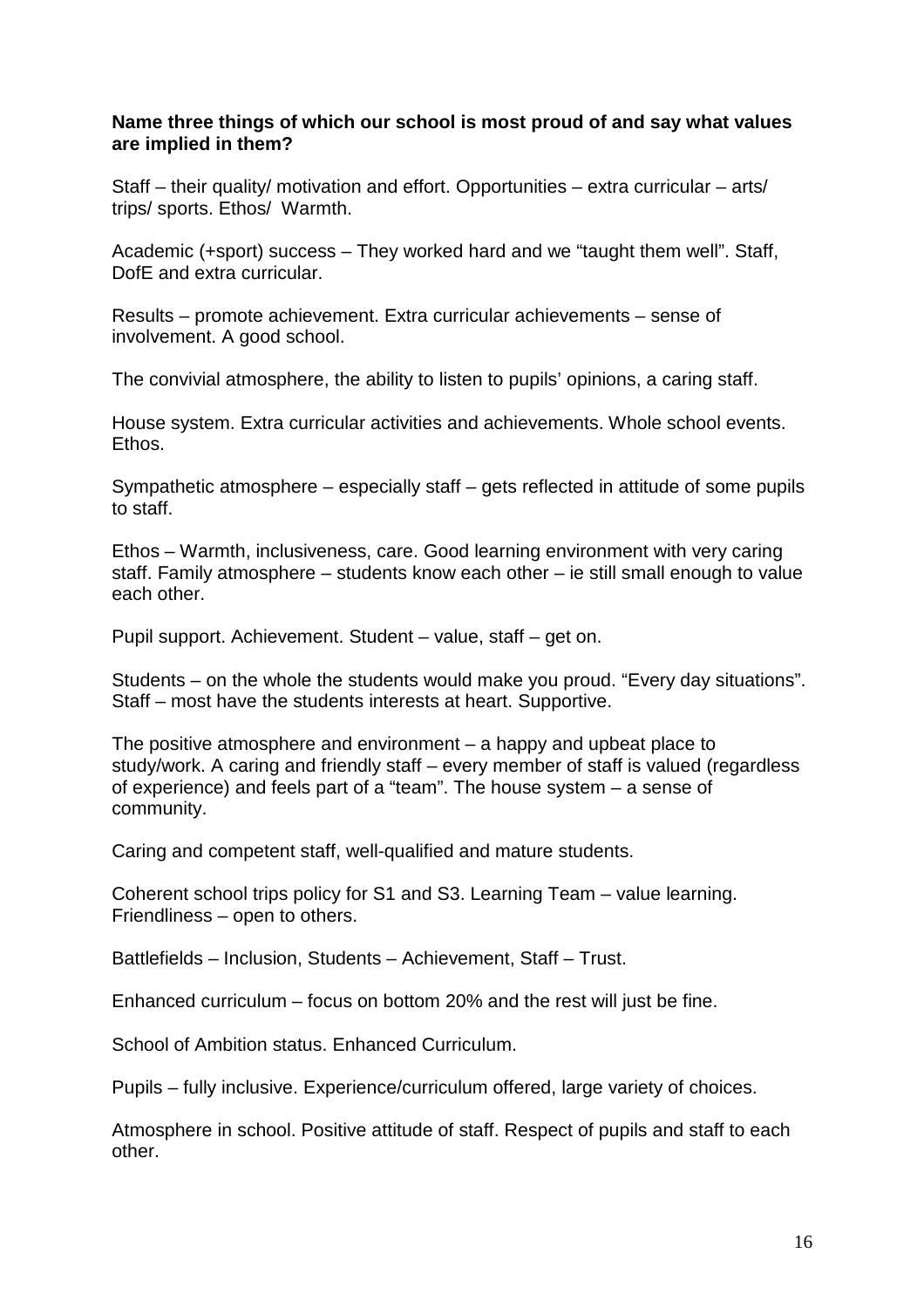**Name three things of which our school is most proud of and say what values are implied in them?**

Staff – their quality/ motivation and effort. Opportunities – extra curricular – arts/ trips/ sports. Ethos/ Warmth.

Academic (+sport) success – They worked hard and we "taught them well". Staff, DofE and extra curricular.

Results – promote achievement. Extra curricular achievements – sense of involvement. A good school.

The convivial atmosphere, the ability to listen to pupils' opinions, a caring staff.

House system. Extra curricular activities and achievements. Whole school events. Ethos.

Sympathetic atmosphere – especially staff – gets reflected in attitude of some pupils to staff.

Ethos – Warmth, inclusiveness, care. Good learning environment with very caring staff. Family atmosphere – students know each other – ie still small enough to value each other.

Pupil support. Achievement. Student – value, staff – get on.

Students – on the whole the students would make you proud. "Every day situations". Staff – most have the students interests at heart. Supportive.

The positive atmosphere and environment – a happy and upbeat place to study/work. A caring and friendly staff – every member of staff is valued (regardless of experience) and feels part of a "team". The house system – a sense of community.

Caring and competent staff, well-qualified and mature students.

Coherent school trips policy for S1 and S3. Learning Team – value learning. Friendliness – open to others.

Battlefields – Inclusion, Students – Achievement, Staff – Trust.

Enhanced curriculum – focus on bottom 20% and the rest will just be fine.

School of Ambition status. Enhanced Curriculum.

Pupils – fully inclusive. Experience/curriculum offered, large variety of choices.

Atmosphere in school. Positive attitude of staff. Respect of pupils and staff to each other.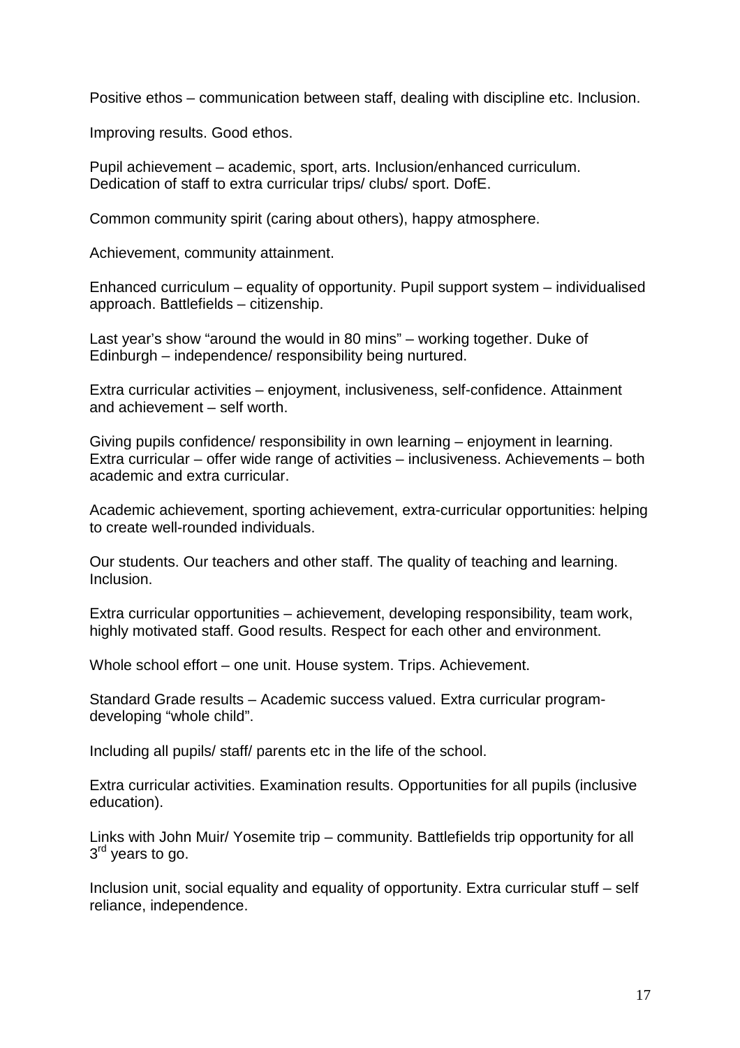Positive ethos – communication between staff, dealing with discipline etc. Inclusion.

Improving results. Good ethos.

Pupil achievement – academic, sport, arts. Inclusion/enhanced curriculum. Dedication of staff to extra curricular trips/ clubs/ sport. DofE.

Common community spirit (caring about others), happy atmosphere.

Achievement, community attainment.

Enhanced curriculum – equality of opportunity. Pupil support system – individualised approach. Battlefields – citizenship.

Last year's show "around the would in 80 mins" – working together. Duke of Edinburgh – independence/ responsibility being nurtured.

Extra curricular activities – enjoyment, inclusiveness, self-confidence. Attainment and achievement – self worth.

Giving pupils confidence/ responsibility in own learning – enjoyment in learning. Extra curricular – offer wide range of activities – inclusiveness. Achievements – both academic and extra curricular.

Academic achievement, sporting achievement, extra-curricular opportunities: helping to create well-rounded individuals.

Our students. Our teachers and other staff. The quality of teaching and learning. Inclusion.

Extra curricular opportunities – achievement, developing responsibility, team work, highly motivated staff. Good results. Respect for each other and environment.

Whole school effort – one unit. House system. Trips. Achievement.

Standard Grade results – Academic success valued. Extra curricular program-developing "whole child".

Including all pupils/ staff/ parents etc in the life of the school.

Extra curricular activities. Examination results. Opportunities for all pupils (inclusive education).

Links with John Muir/ Yosemite trip – community. Battlefields trip opportunity for all 3rd years to go.

Inclusion unit, social equality and equality of opportunity. Extra curricular stuff – self reliance, independence.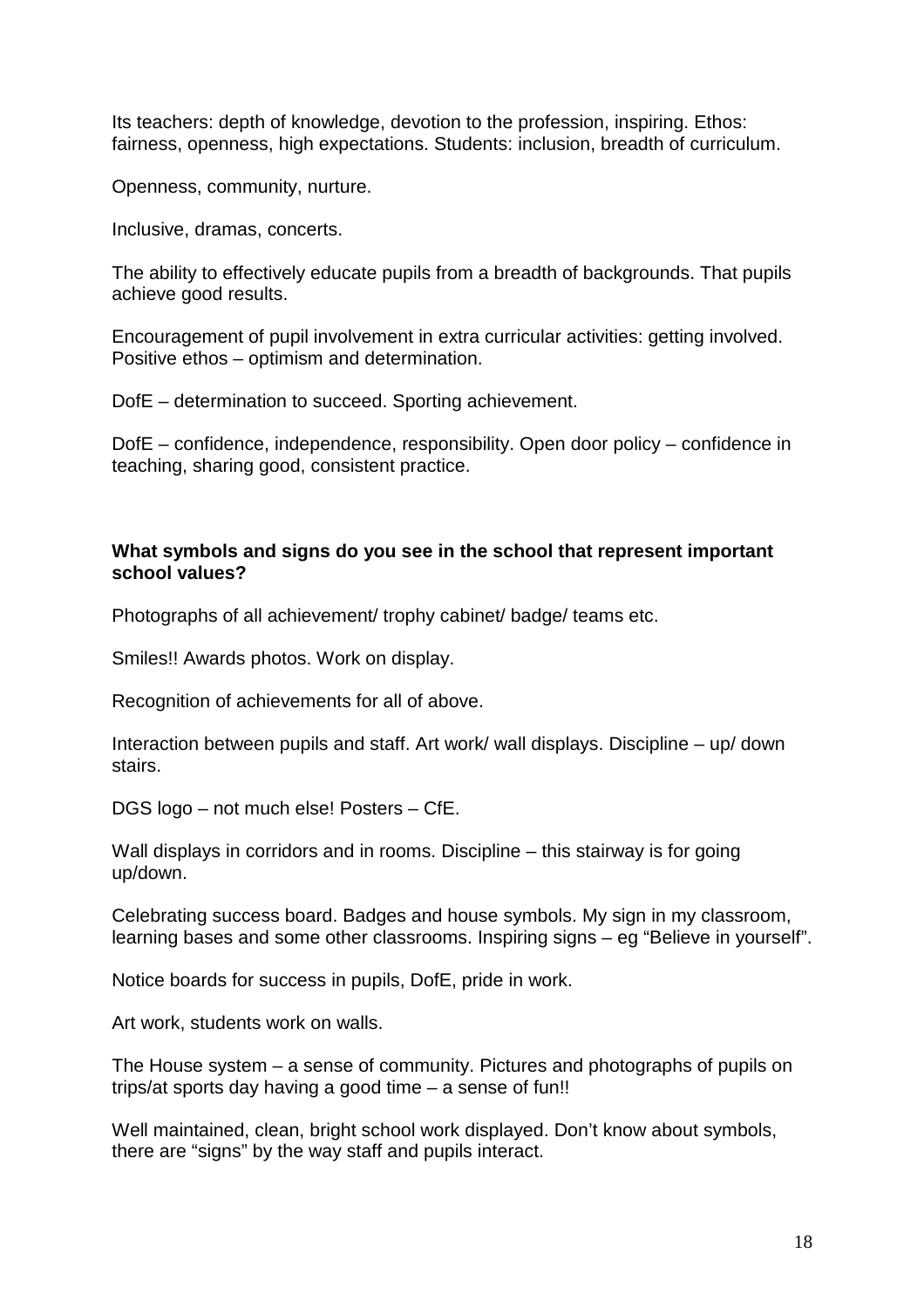Its teachers: depth of knowledge, devotion to the profession, inspiring. Ethos: fairness, openness, high expectations. Students: inclusion, breadth of curriculum.

Openness, community, nurture.

Inclusive, dramas, concerts.

The ability to effectively educate pupils from a breadth of backgrounds. That pupils achieve good results.

Encouragement of pupil involvement in extra curricular activities: getting involved. Positive ethos – optimism and determination.

DofE – determination to succeed. Sporting achievement.

DofE – confidence, independence, responsibility. Open door policy – confidence in teaching, sharing good, consistent practice.

**What symbols and signs do you see in the school that represent important school values?**

Photographs of all achievement/ trophy cabinet/ badge/ teams etc.

Smiles!! Awards photos. Work on display.

Recognition of achievements for all of above.

Interaction between pupils and staff. Art work/ wall displays. Discipline – up/ down stairs.

DGS logo – not much else! Posters – CfE.

Wall displays in corridors and in rooms. Discipline – this stairway is for going up/down.

Celebrating success board. Badges and house symbols. My sign in my classroom, learning bases and some other classrooms. Inspiring signs – eg “Believe in yourself”.

Notice boards for success in pupils, DofE, pride in work.

Art work, students work on walls.

The House system – a sense of community. Pictures and photographs of pupils on trips/at sports day having a good time – a sense of fun!!

Well maintained, clean, bright school work displayed. Don’t know about symbols, there are “signs” by the way staff and pupils interact.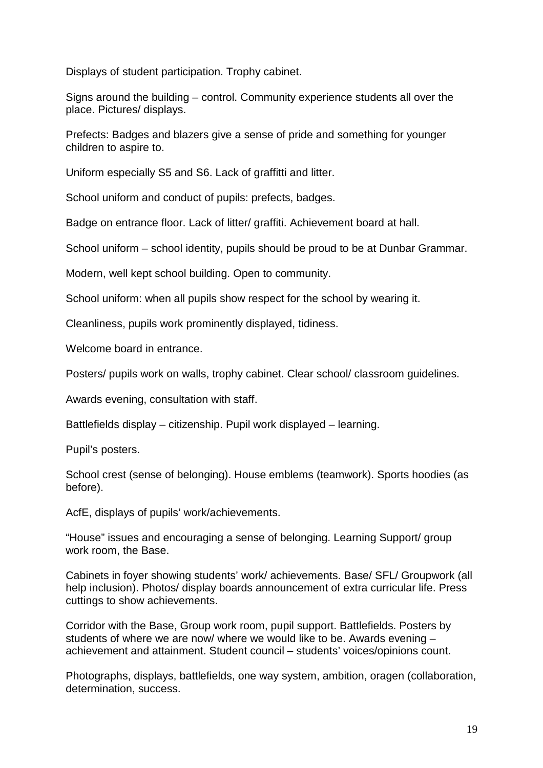Displays of student participation. Trophy cabinet.

Signs around the building – control. Community experience students all over the place. Pictures/ displays.

Prefects: Badges and blazers give a sense of pride and something for younger children to aspire to.

Uniform especially S5 and S6. Lack of graffitti and litter.

School uniform and conduct of pupils: prefects, badges.

Badge on entrance floor. Lack of litter/ graffiti. Achievement board at hall.

School uniform – school identity, pupils should be proud to be at Dunbar Grammar.

Modern, well kept school building. Open to community.

School uniform: when all pupils show respect for the school by wearing it.

Cleanliness, pupils work prominently displayed, tidiness.

Welcome board in entrance.

Posters/ pupils work on walls, trophy cabinet. Clear school/ classroom guidelines.

Awards evening, consultation with staff.

Battlefields display – citizenship. Pupil work displayed – learning.

Pupil's posters.

School crest (sense of belonging). House emblems (teamwork). Sports hoodies (as before).

AcfE, displays of pupils' work/achievements.

"House" issues and encouraging a sense of belonging. Learning Support/ group work room, the Base.

Cabinets in foyer showing students' work/ achievements. Base/ SFL/ Groupwork (all help inclusion). Photos/ display boards announcement of extra curricular life. Press cuttings to show achievements.

Corridor with the Base, Group work room, pupil support. Battlefields. Posters by students of where we are now/ where we would like to be. Awards evening – achievement and attainment. Student council – students' voices/opinions count.

Photographs, displays, battlefields, one way system, ambition, oragen (collaboration, determination, success.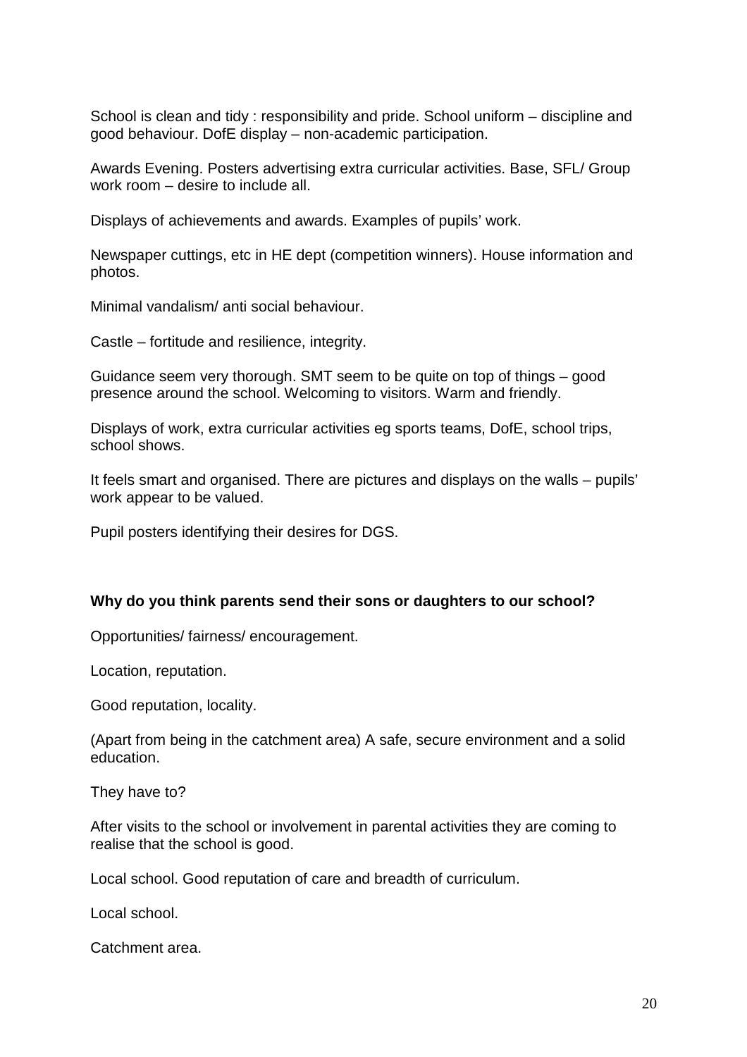School is clean and tidy : responsibility and pride. School uniform – discipline and good behaviour. DofE display – non-academic participation.

Awards Evening. Posters advertising extra curricular activities. Base, SFL/ Group work room – desire to include all.

Displays of achievements and awards. Examples of pupils' work.

Newspaper cuttings, etc in HE dept (competition winners). House information and photos.

Minimal vandalism/ anti social behaviour.

Castle – fortitude and resilience, integrity.

Guidance seem very thorough. SMT seem to be quite on top of things – good presence around the school. Welcoming to visitors. Warm and friendly.

Displays of work, extra curricular activities eg sports teams, DofE, school trips, school shows.

It feels smart and organised. There are pictures and displays on the walls – pupils' work appear to be valued.

Pupil posters identifying their desires for DGS.

**Why do you think parents send their sons or daughters to our school?**

Opportunities/ fairness/ encouragement.

Location, reputation.

Good reputation, locality.

(Apart from being in the catchment area) A safe, secure environment and a solid education.

They have to?

After visits to the school or involvement in parental activities they are coming to realise that the school is good.

Local school. Good reputation of care and breadth of curriculum.

Local school.

Catchment area.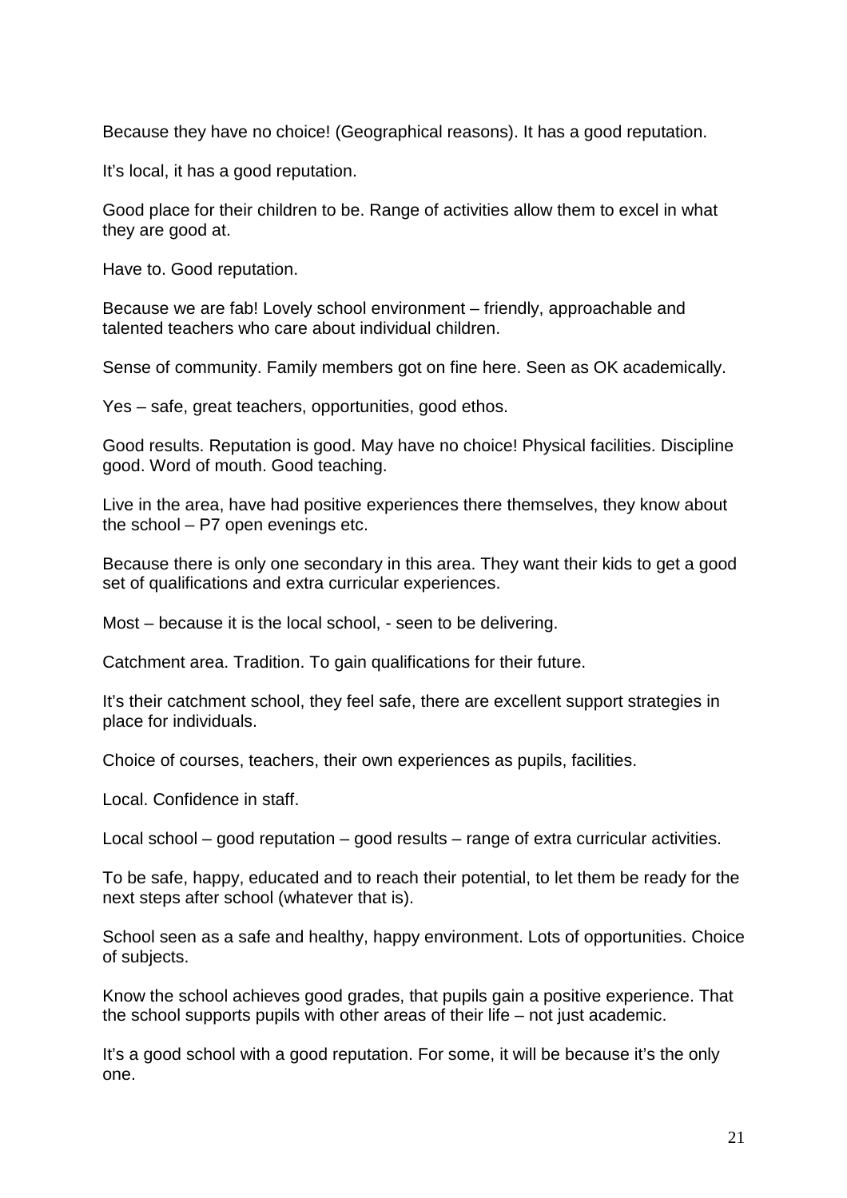Because they have no choice! (Geographical reasons). It has a good reputation.

It's local, it has a good reputation.

Good place for their children to be. Range of activities allow them to excel in what they are good at.

Have to. Good reputation.

Because we are fab! Lovely school environment – friendly, approachable and talented teachers who care about individual children.

Sense of community. Family members got on fine here. Seen as OK academically.

Yes – safe, great teachers, opportunities, good ethos.

Good results. Reputation is good. May have no choice! Physical facilities. Discipline good. Word of mouth. Good teaching.

Live in the area, have had positive experiences there themselves, they know about the school – P7 open evenings etc.

Because there is only one secondary in this area. They want their kids to get a good set of qualifications and extra curricular experiences.

Most – because it is the local school, - seen to be delivering.

Catchment area. Tradition. To gain qualifications for their future.

It's their catchment school, they feel safe, there are excellent support strategies in place for individuals.

Choice of courses, teachers, their own experiences as pupils, facilities.

Local. Confidence in staff.

Local school – good reputation – good results – range of extra curricular activities.

To be safe, happy, educated and to reach their potential, to let them be ready for the next steps after school (whatever that is).

School seen as a safe and healthy, happy environment. Lots of opportunities. Choice of subjects.

Know the school achieves good grades, that pupils gain a positive experience. That the school supports pupils with other areas of their life – not just academic.

It's a good school with a good reputation. For some, it will be because it's the only one.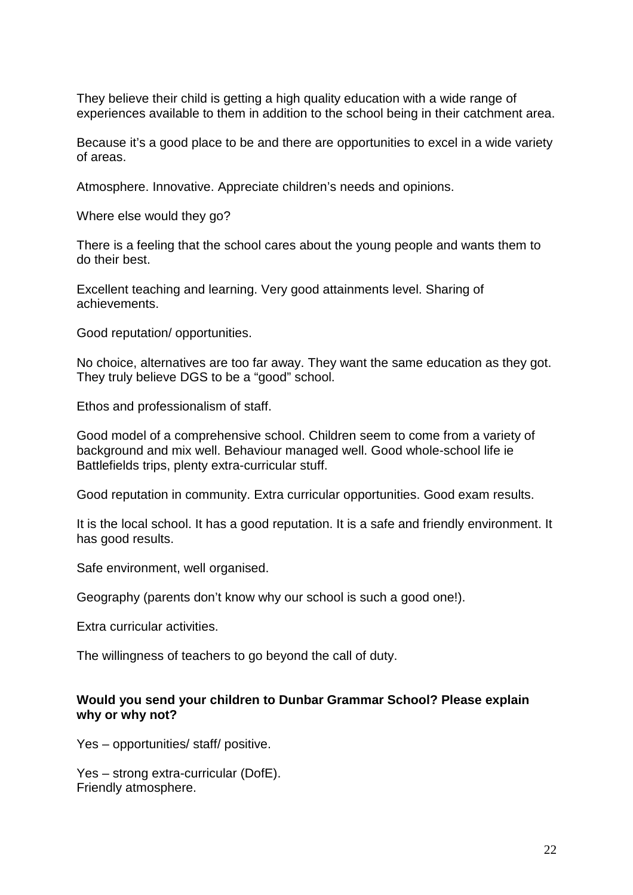They believe their child is getting a high quality education with a wide range of experiences available to them in addition to the school being in their catchment area.

Because it's a good place to be and there are opportunities to excel in a wide variety of areas.

Atmosphere. Innovative. Appreciate children's needs and opinions.

Where else would they go?

There is a feeling that the school cares about the young people and wants them to do their best.

Excellent teaching and learning. Very good attainments level. Sharing of achievements.

Good reputation/ opportunities.

No choice, alternatives are too far away. They want the same education as they got. They truly believe DGS to be a "good" school.

Ethos and professionalism of staff.

Good model of a comprehensive school. Children seem to come from a variety of background and mix well. Behaviour managed well. Good whole-school life ie Battlefields trips, plenty extra-curricular stuff.

Good reputation in community. Extra curricular opportunities. Good exam results.

It is the local school. It has a good reputation. It is a safe and friendly environment. It has good results.

Safe environment, well organised.

Geography (parents don't know why our school is such a good one!).

Extra curricular activities.

The willingness of teachers to go beyond the call of duty.

**Would you send your children to Dunbar Grammar School? Please explain why or why not?**

Yes – opportunities/ staff/ positive.

Yes – strong extra-curricular (DofE).
Friendly atmosphere.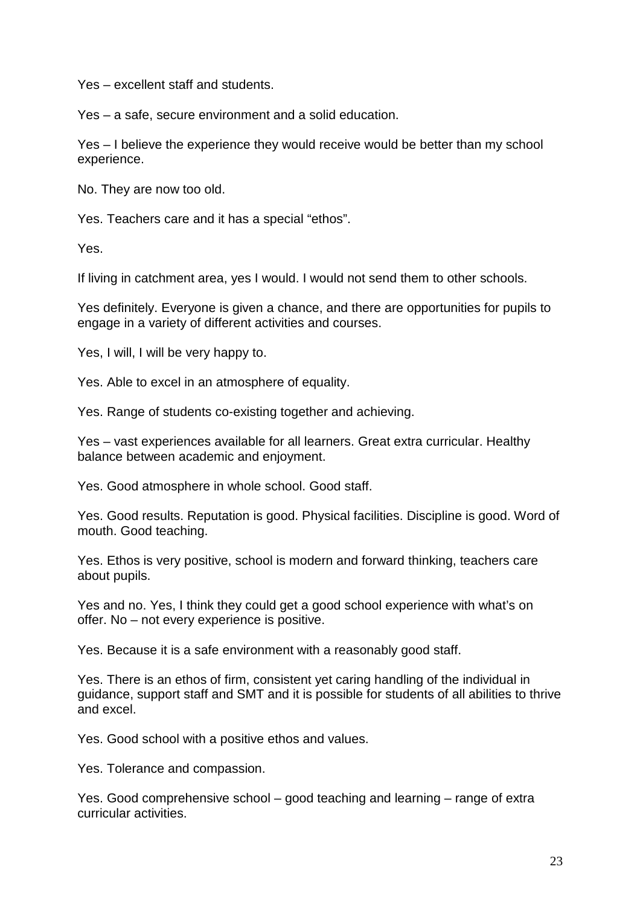Yes – excellent staff and students.

Yes – a safe, secure environment and a solid education.

Yes – I believe the experience they would receive would be better than my school experience.

No. They are now too old.

Yes. Teachers care and it has a special “ethos”.

Yes.

If living in catchment area, yes I would. I would not send them to other schools.

Yes definitely. Everyone is given a chance, and there are opportunities for pupils to engage in a variety of different activities and courses.

Yes, I will, I will be very happy to.

Yes. Able to excel in an atmosphere of equality.

Yes. Range of students co-existing together and achieving.

Yes – vast experiences available for all learners. Great extra curricular. Healthy balance between academic and enjoyment.

Yes. Good atmosphere in whole school. Good staff.

Yes. Good results. Reputation is good. Physical facilities. Discipline is good. Word of mouth. Good teaching.

Yes. Ethos is very positive, school is modern and forward thinking, teachers care about pupils.

Yes and no. Yes, I think they could get a good school experience with what’s on offer. No – not every experience is positive.

Yes. Because it is a safe environment with a reasonably good staff.

Yes. There is an ethos of firm, consistent yet caring handling of the individual in guidance, support staff and SMT and it is possible for students of all abilities to thrive and excel.

Yes. Good school with a positive ethos and values.

Yes. Tolerance and compassion.

Yes. Good comprehensive school – good teaching and learning – range of extra curricular activities.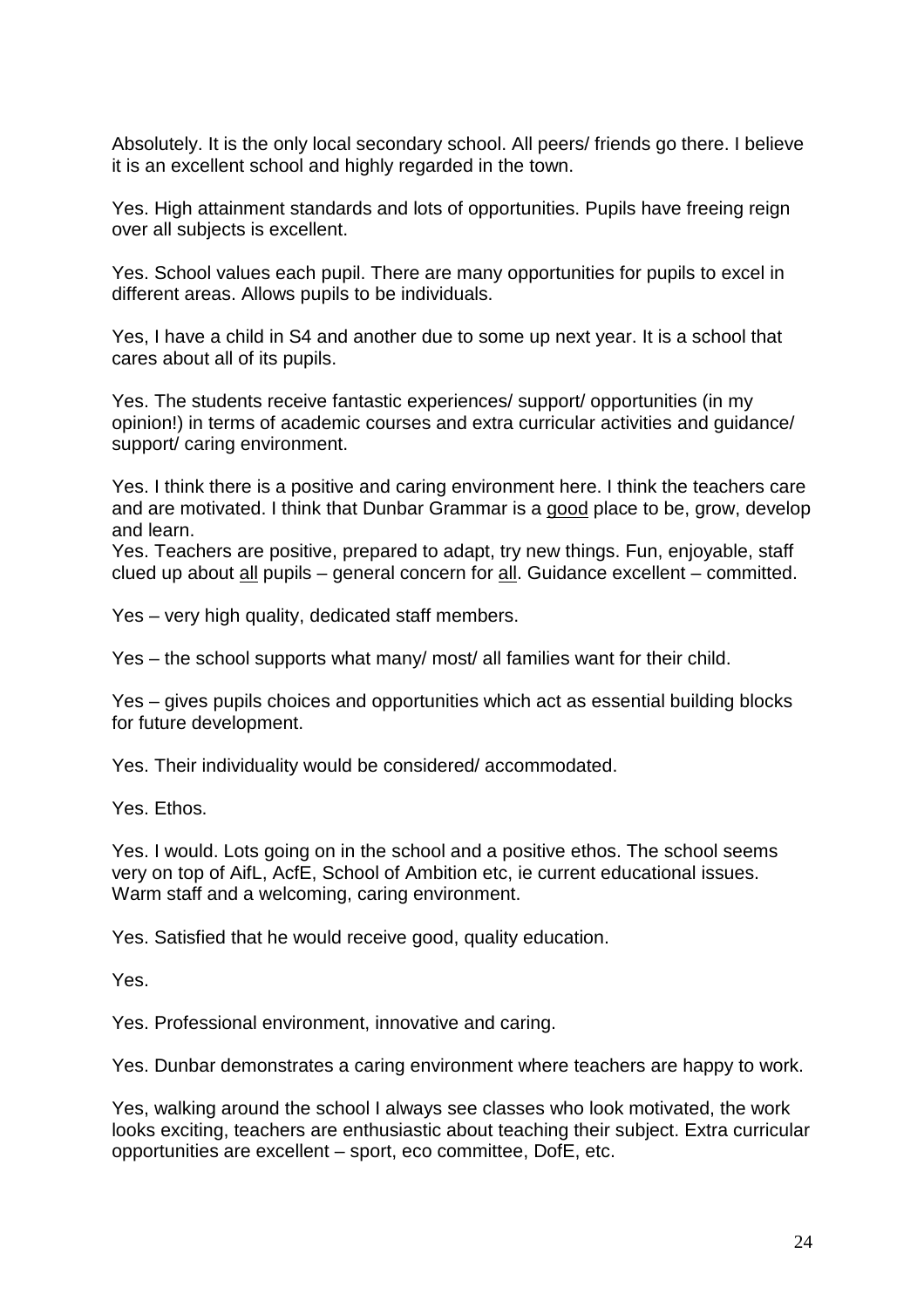Absolutely. It is the only local secondary school. All peers/ friends go there. I believe it is an excellent school and highly regarded in the town.

Yes. High attainment standards and lots of opportunities. Pupils have freeing reign over all subjects is excellent.

Yes. School values each pupil. There are many opportunities for pupils to excel in different areas. Allows pupils to be individuals.

Yes, I have a child in S4 and another due to some up next year. It is a school that cares about all of its pupils.

Yes. The students receive fantastic experiences/ support/ opportunities (in my opinion!) in terms of academic courses and extra curricular activities and guidance/ support/ caring environment.

Yes. I think there is a positive and caring environment here. I think the teachers care and are motivated. I think that Dunbar Grammar is a <u>good</u> place to be, grow, develop and learn.
Yes. Teachers are positive, prepared to adapt, try new things. Fun, enjoyable, staff clued up about <u>all</u> pupils – general concern for <u>all</u>. Guidance excellent – committed.

Yes – very high quality, dedicated staff members.

Yes – the school supports what many/ most/ all families want for their child.

Yes – gives pupils choices and opportunities which act as essential building blocks for future development.

Yes. Their individuality would be considered/ accommodated.

Yes. Ethos.

Yes. I would. Lots going on in the school and a positive ethos. The school seems very on top of AifL, AcfE, School of Ambition etc, ie current educational issues. Warm staff and a welcoming, caring environment.

Yes. Satisfied that he would receive good, quality education.

Yes.

Yes. Professional environment, innovative and caring.

Yes. Dunbar demonstrates a caring environment where teachers are happy to work.

Yes, walking around the school I always see classes who look motivated, the work looks exciting, teachers are enthusiastic about teaching their subject. Extra curricular opportunities are excellent – sport, eco committee, DofE, etc.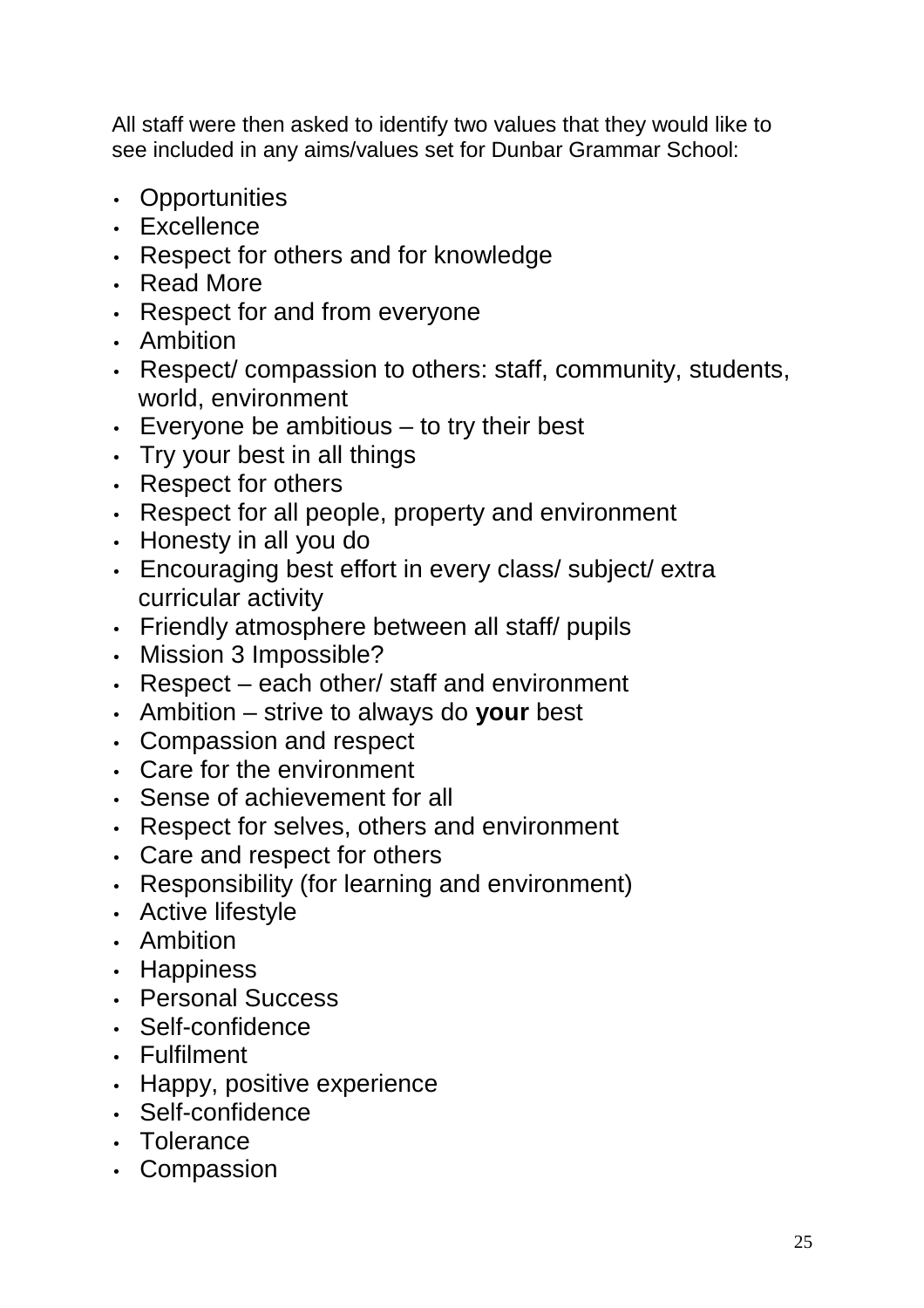All staff were then asked to identify two values that they would like to see included in any aims/values set for Dunbar Grammar School:

- Opportunities
- Excellence
- Respect for others and for knowledge
- Read More
- Respect for and from everyone
- Ambition
- Respect/ compassion to others: staff, community, students, world, environment
- Everyone be ambitious – to try their best
- Try your best in all things
- Respect for others
- Respect for all people, property and environment
- Honesty in all you do
- Encouraging best effort in every class/ subject/ extra curricular activity
- Friendly atmosphere between all staff/ pupils
- Mission 3 Impossible?
- Respect – each other/ staff and environment
- Ambition – strive to always do **your** best
- Compassion and respect
- Care for the environment
- Sense of achievement for all
- Respect for selves, others and environment
- Care and respect for others
- Responsibility (for learning and environment)
- Active lifestyle
- Ambition
- Happiness
- Personal Success
- Self-confidence
- Fulfilment
- Happy, positive experience
- Self-confidence
- Tolerance
- Compassion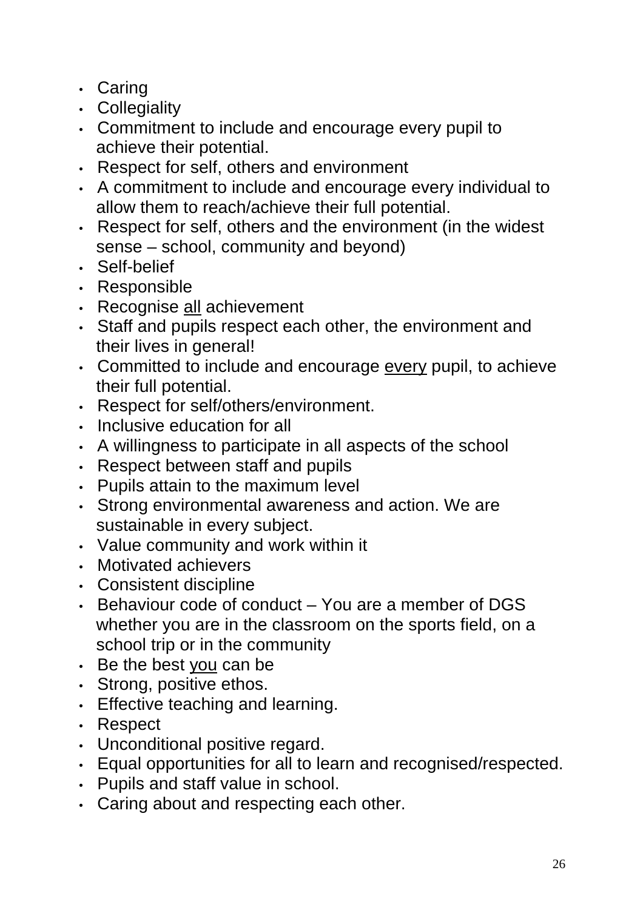- Caring
- Collegiality
- Commitment to include and encourage every pupil to achieve their potential.
- Respect for self, others and environment
- A commitment to include and encourage every individual to allow them to reach/achieve their full potential.
- Respect for self, others and the environment (in the widest sense – school, community and beyond)
- Self-belief
- Responsible
- Recognise <u>all</u> achievement
- Staff and pupils respect each other, the environment and their lives in general!
- Committed to include and encourage <u>every</u> pupil, to achieve their full potential.
- Respect for self/others/environment.
- Inclusive education for all
- A willingness to participate in all aspects of the school
- Respect between staff and pupils
- Pupils attain to the maximum level
- Strong environmental awareness and action. We are sustainable in every subject.
- Value community and work within it
- Motivated achievers
- Consistent discipline
- Behaviour code of conduct – You are a member of DGS whether you are in the classroom on the sports field, on a school trip or in the community
- Be the best <u>you</u> can be
- Strong, positive ethos.
- Effective teaching and learning.
- Respect
- Unconditional positive regard.
- Equal opportunities for all to learn and recognised/respected.
- Pupils and staff value in school.
- Caring about and respecting each other.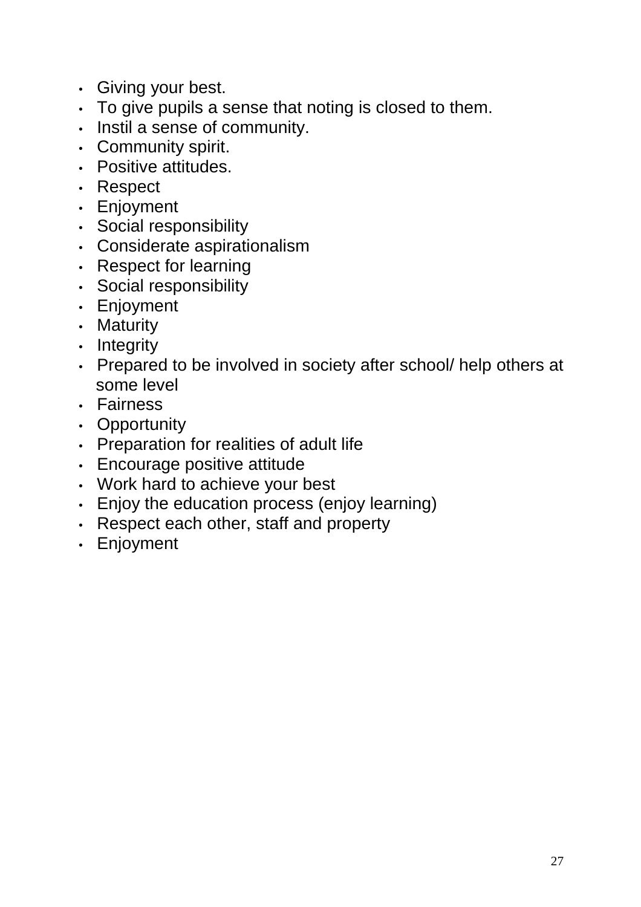- Giving your best.
- To give pupils a sense that noting is closed to them.
- Instil a sense of community.
- Community spirit.
- Positive attitudes.
- Respect
- Enjoyment
- Social responsibility
- Considerate aspirationalism
- Respect for learning
- Social responsibility
- Enjoyment
- Maturity
- Integrity
- Prepared to be involved in society after school/ help others at some level
- Fairness
- Opportunity
- Preparation for realities of adult life
- Encourage positive attitude
- Work hard to achieve your best
- Enjoy the education process (enjoy learning)
- Respect each other, staff and property
- Enjoyment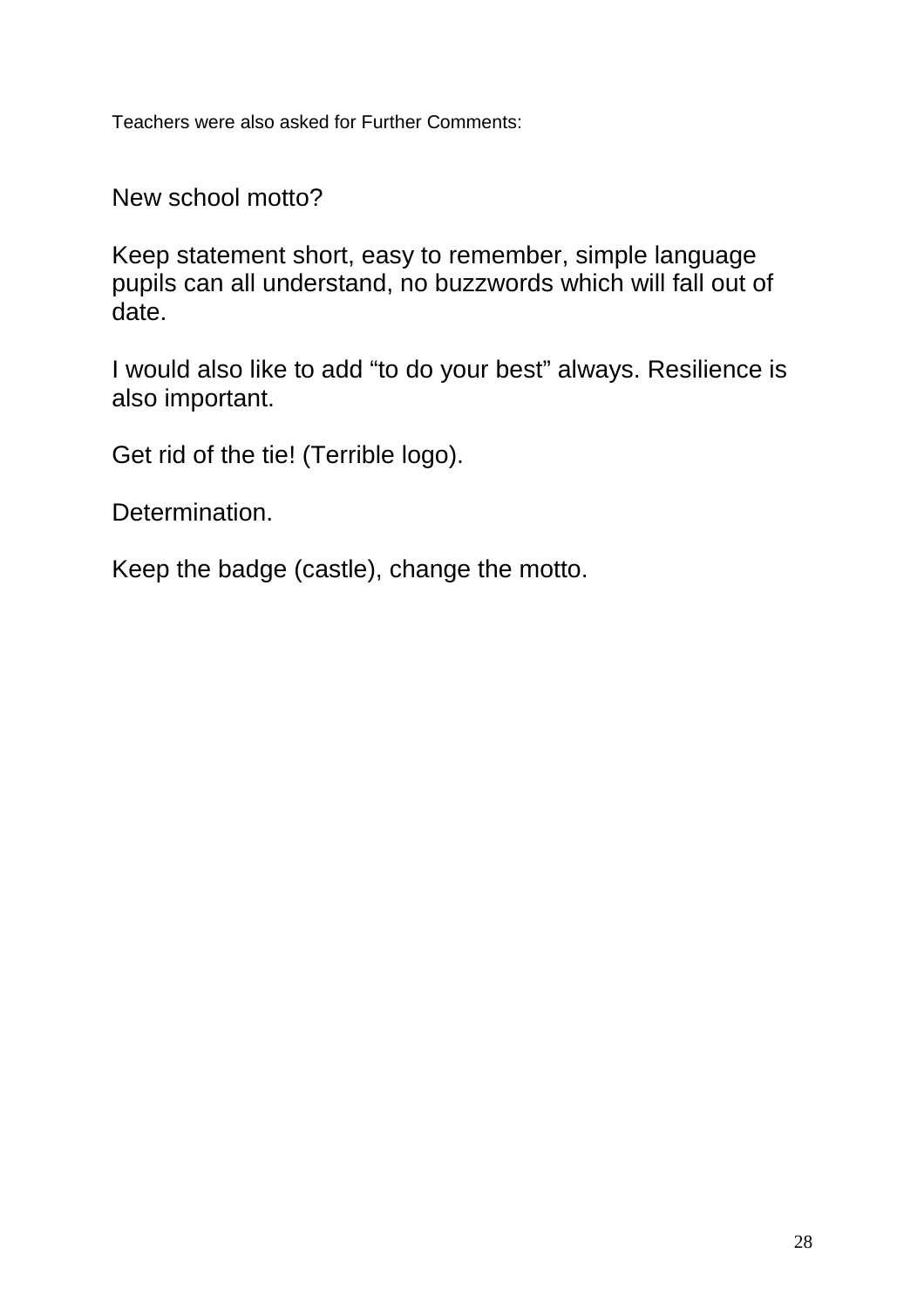Teachers were also asked for Further Comments:

New school motto?

Keep statement short, easy to remember, simple language pupils can all understand, no buzzwords which will fall out of date.

I would also like to add “to do your best” always. Resilience is also important.

Get rid of the tie! (Terrible logo).

Determination.

Keep the badge (castle), change the motto.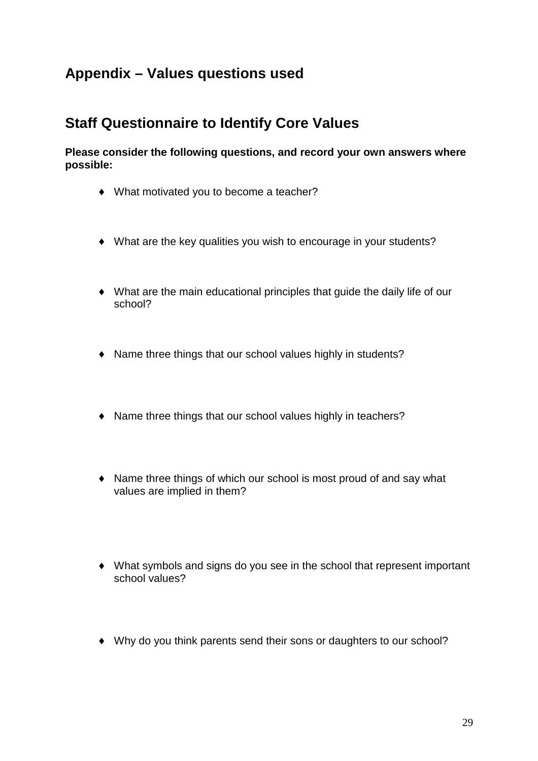## Appendix – Values questions used

## Staff Questionnaire to Identify Core Values

**Please consider the following questions, and record your own answers where possible:**

- What motivated you to become a teacher?
- What are the key qualities you wish to encourage in your students?
- What are the main educational principles that guide the daily life of our school?
- Name three things that our school values highly in students?
- Name three things that our school values highly in teachers?
- Name three things of which our school is most proud of and say what values are implied in them?
- What symbols and signs do you see in the school that represent important school values?
- Why do you think parents send their sons or daughters to our school?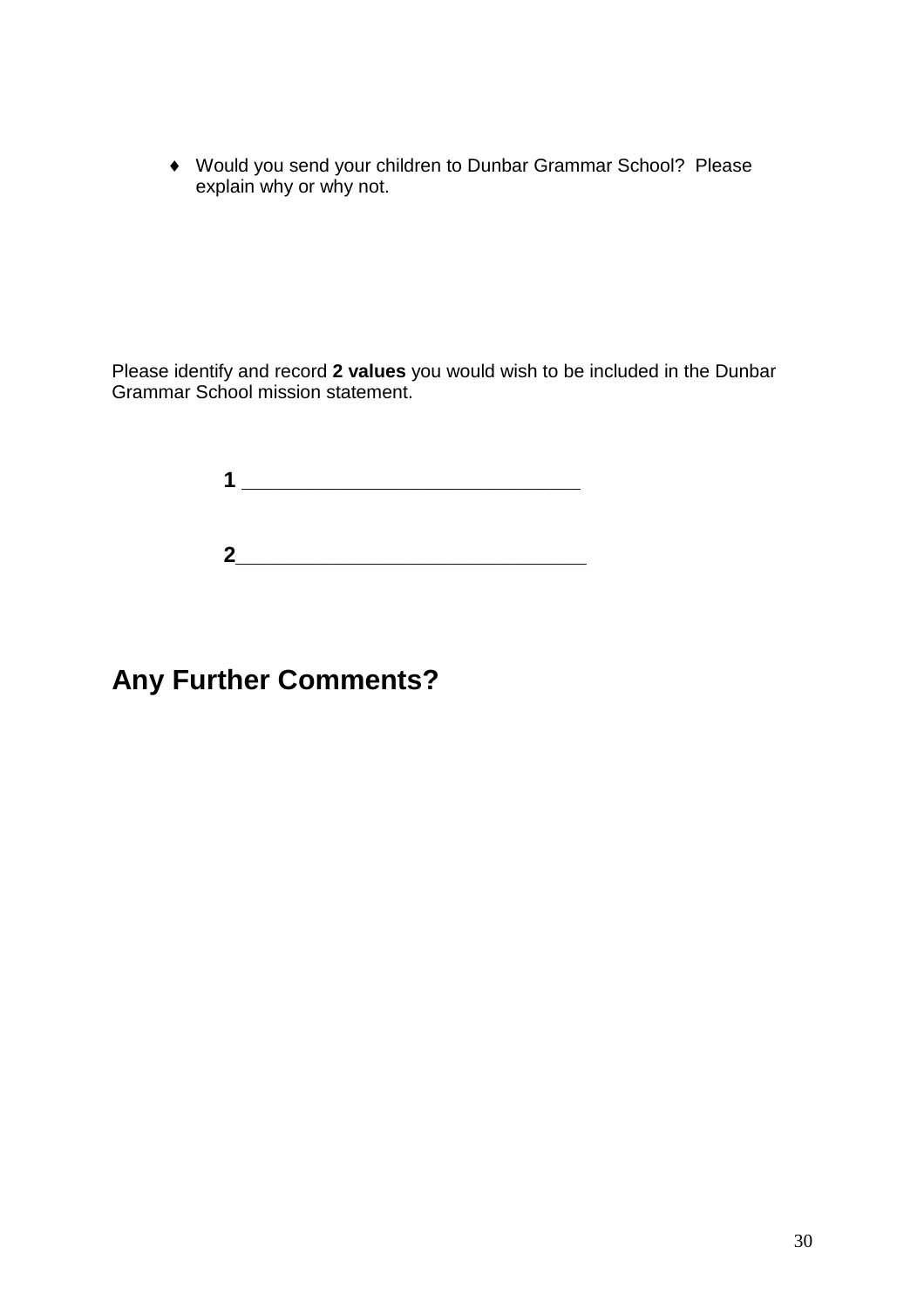- Would you send your children to Dunbar Grammar School? Please explain why or why not.

Please identify and record **2 values** you would wish to be included in the Dunbar Grammar School mission statement.

**1** ______________________________

**2**______________________________

## Any Further Comments?